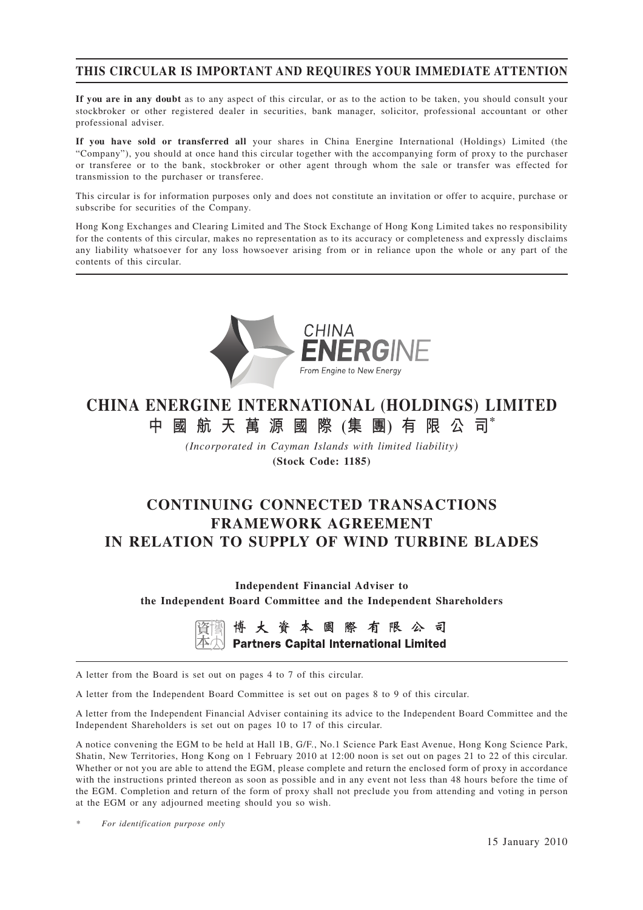**THIS CIRCULAR IS IMPORTANT AND REQUIRES YOUR IMMEDIATE ATTENTION**

**If you are in any doubt** as to any aspect of this circular, or as to the action to be taken, you should consult your stockbroker or other registered dealer in securities, bank manager, solicitor, professional accountant or other professional adviser.

**If you have sold or transferred all** your shares in China Energine International (Holdings) Limited (the "Company"), you should at once hand this circular together with the accompanying form of proxy to the purchaser or transferee or to the bank, stockbroker or other agent through whom the sale or transfer was effected for transmission to the purchaser or transferee.

This circular is for information purposes only and does not constitute an invitation or offer to acquire, purchase or subscribe for securities of the Company.

Hong Kong Exchanges and Clearing Limited and The Stock Exchange of Hong Kong Limited takes no responsibility for the contents of this circular, makes no representation as to its accuracy or completeness and expressly disclaims any liability whatsoever for any loss howsoever arising from or in reliance upon the whole or any part of the contents of this circular.

CHINA ENERGINE
From Engine to New Energy

# CHINA ENERGINE INTERNATIONAL (HOLDINGS) LIMITED
# 中國航天萬源國際(集團)有限公司*

*(Incorporated in Cayman Islands with limited liability)*

**(Stock Code: 1185)**

# CONTINUING CONNECTED TRANSACTIONS FRAMEWORK AGREEMENT IN RELATION TO SUPPLY OF WIND TURBINE BLADES

**Independent Financial Adviser to the Independent Board Committee and the Independent Shareholders**

博大資本國際有限公司
**Partners Capital International Limited**

A letter from the Board is set out on pages 4 to 7 of this circular.

A letter from the Independent Board Committee is set out on pages 8 to 9 of this circular.

A letter from the Independent Financial Adviser containing its advice to the Independent Board Committee and the Independent Shareholders is set out on pages 10 to 17 of this circular.

A notice convening the EGM to be held at Hall 1B, G/F., No.1 Science Park East Avenue, Hong Kong Science Park, Shatin, New Territories, Hong Kong on 1 February 2010 at 12:00 noon is set out on pages 21 to 22 of this circular. Whether or not you are able to attend the EGM, please complete and return the enclosed form of proxy in accordance with the instructions printed thereon as soon as possible and in any event not less than 48 hours before the time of the EGM. Completion and return of the form of proxy shall not preclude you from attending and voting in person at the EGM or any adjourned meeting should you so wish.

\* *For identification purpose only*

15 January 2010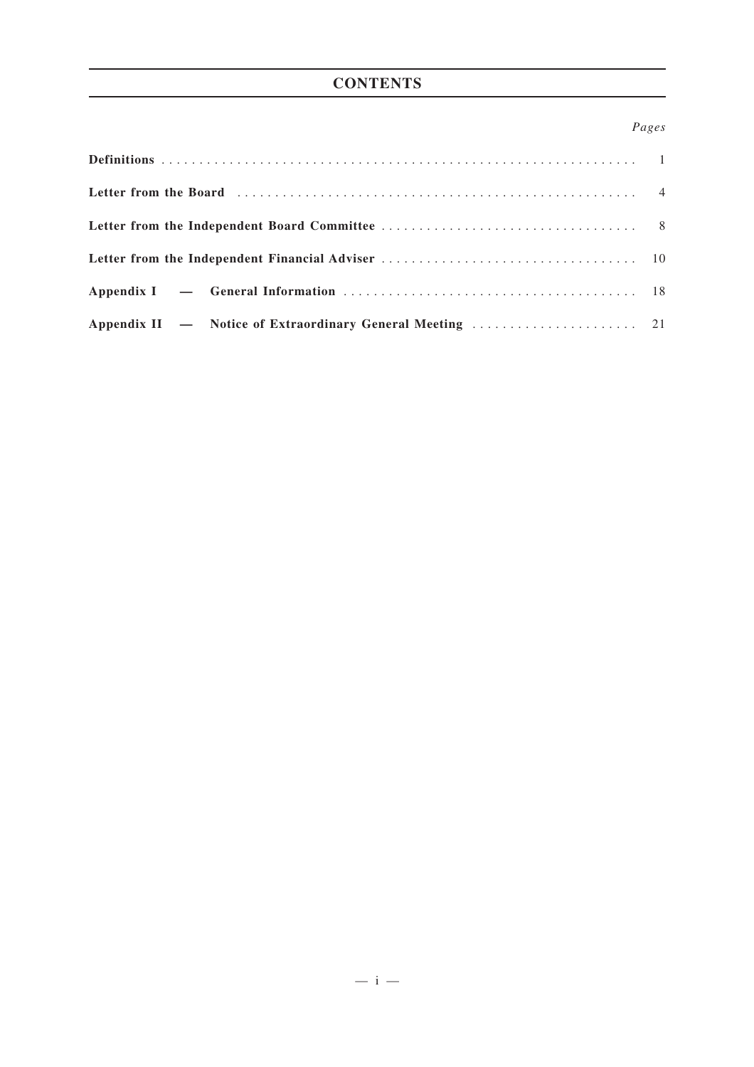# CONTENTS

| | *Pages* |
|---|---|
| **Definitions** | 1 |
| **Letter from the Board** | 4 |
| **Letter from the Independent Board Committee** | 8 |
| **Letter from the Independent Financial Adviser** | 10 |
| **Appendix I — General Information** | 18 |
| **Appendix II — Notice of Extraordinary General Meeting** | 21 |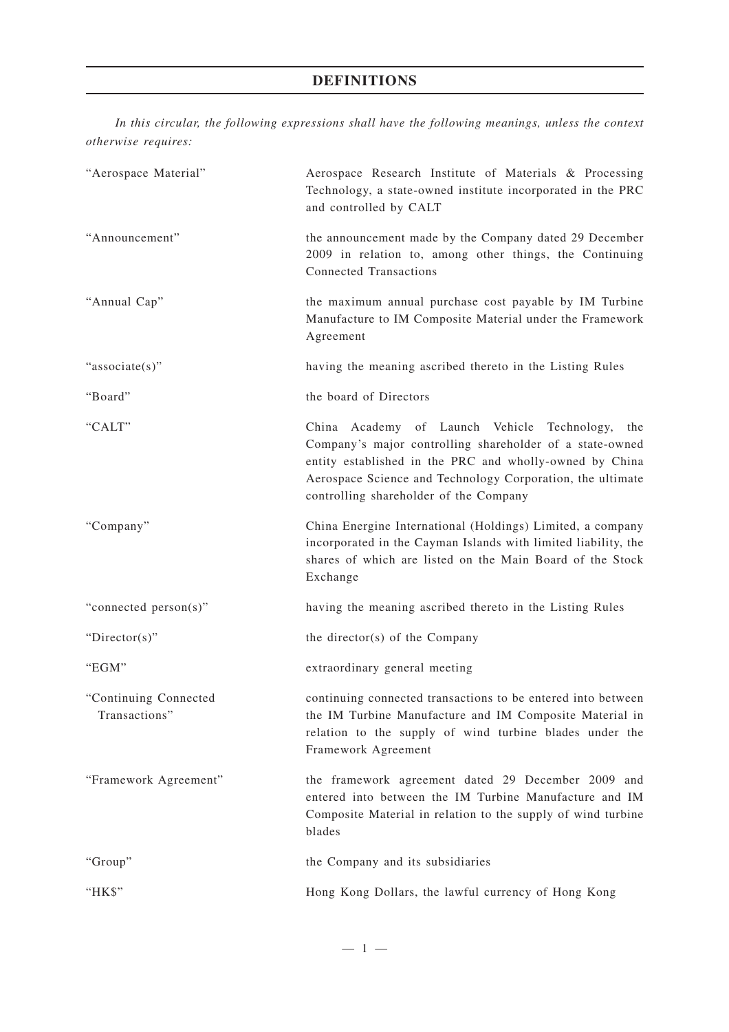# DEFINITIONS

*In this circular, the following expressions shall have the following meanings, unless the context otherwise requires:*

| | |
|---|---|
| "Aerospace Material" | Aerospace Research Institute of Materials & Processing Technology, a state-owned institute incorporated in the PRC and controlled by CALT |
| "Announcement" | the announcement made by the Company dated 29 December 2009 in relation to, among other things, the Continuing Connected Transactions |
| "Annual Cap" | the maximum annual purchase cost payable by IM Turbine Manufacture to IM Composite Material under the Framework Agreement |
| "associate(s)" | having the meaning ascribed thereto in the Listing Rules |
| "Board" | the board of Directors |
| "CALT" | China Academy of Launch Vehicle Technology, the Company's major controlling shareholder of a state-owned entity established in the PRC and wholly-owned by China Aerospace Science and Technology Corporation, the ultimate controlling shareholder of the Company |
| "Company" | China Energine International (Holdings) Limited, a company incorporated in the Cayman Islands with limited liability, the shares of which are listed on the Main Board of the Stock Exchange |
| "connected person(s)" | having the meaning ascribed thereto in the Listing Rules |
| "Director(s)" | the director(s) of the Company |
| "EGM" | extraordinary general meeting |
| "Continuing Connected Transactions" | continuing connected transactions to be entered into between the IM Turbine Manufacture and IM Composite Material in relation to the supply of wind turbine blades under the Framework Agreement |
| "Framework Agreement" | the framework agreement dated 29 December 2009 and entered into between the IM Turbine Manufacture and IM Composite Material in relation to the supply of wind turbine blades |
| "Group" | the Company and its subsidiaries |
| "HK$" | Hong Kong Dollars, the lawful currency of Hong Kong |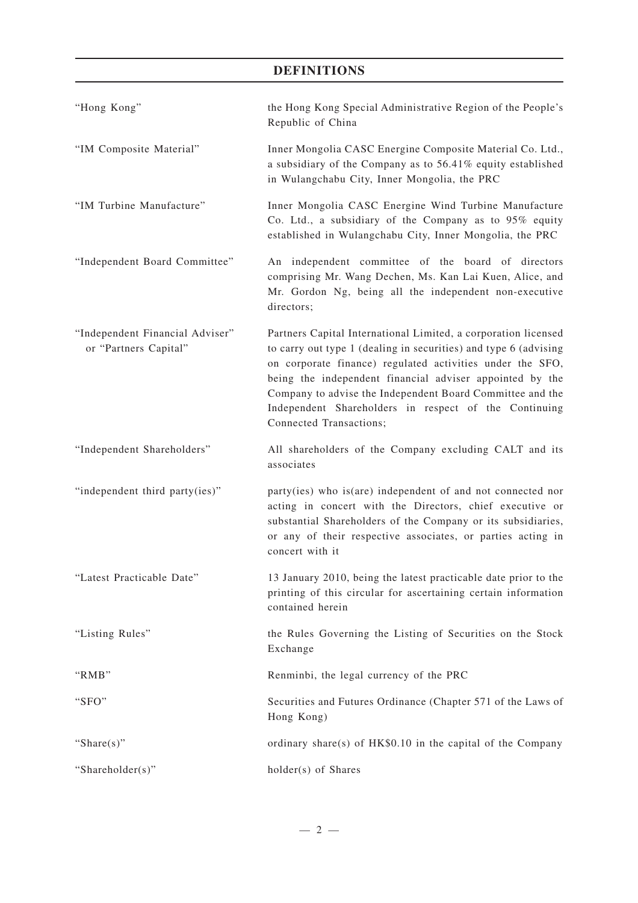## DEFINITIONS

| | |
|---|---|
| "Hong Kong" | the Hong Kong Special Administrative Region of the People's Republic of China |
| "IM Composite Material" | Inner Mongolia CASC Energine Composite Material Co. Ltd., a subsidiary of the Company as to 56.41% equity established in Wulangchabu City, Inner Mongolia, the PRC |
| "IM Turbine Manufacture" | Inner Mongolia CASC Energine Wind Turbine Manufacture Co. Ltd., a subsidiary of the Company as to 95% equity established in Wulangchabu City, Inner Mongolia, the PRC |
| "Independent Board Committee" | An independent committee of the board of directors comprising Mr. Wang Dechen, Ms. Kan Lai Kuen, Alice, and Mr. Gordon Ng, being all the independent non-executive directors; |
| "Independent Financial Adviser" or "Partners Capital" | Partners Capital International Limited, a corporation licensed to carry out type 1 (dealing in securities) and type 6 (advising on corporate finance) regulated activities under the SFO, being the independent financial adviser appointed by the Company to advise the Independent Board Committee and the Independent Shareholders in respect of the Continuing Connected Transactions; |
| "Independent Shareholders" | All shareholders of the Company excluding CALT and its associates |
| "independent third party(ies)" | party(ies) who is(are) independent of and not connected nor acting in concert with the Directors, chief executive or substantial Shareholders of the Company or its subsidiaries, or any of their respective associates, or parties acting in concert with it |
| "Latest Practicable Date" | 13 January 2010, being the latest practicable date prior to the printing of this circular for ascertaining certain information contained herein |
| "Listing Rules" | the Rules Governing the Listing of Securities on the Stock Exchange |
| "RMB" | Renminbi, the legal currency of the PRC |
| "SFO" | Securities and Futures Ordinance (Chapter 571 of the Laws of Hong Kong) |
| "Share(s)" | ordinary share(s) of HK$0.10 in the capital of the Company |
| "Shareholder(s)" | holder(s) of Shares |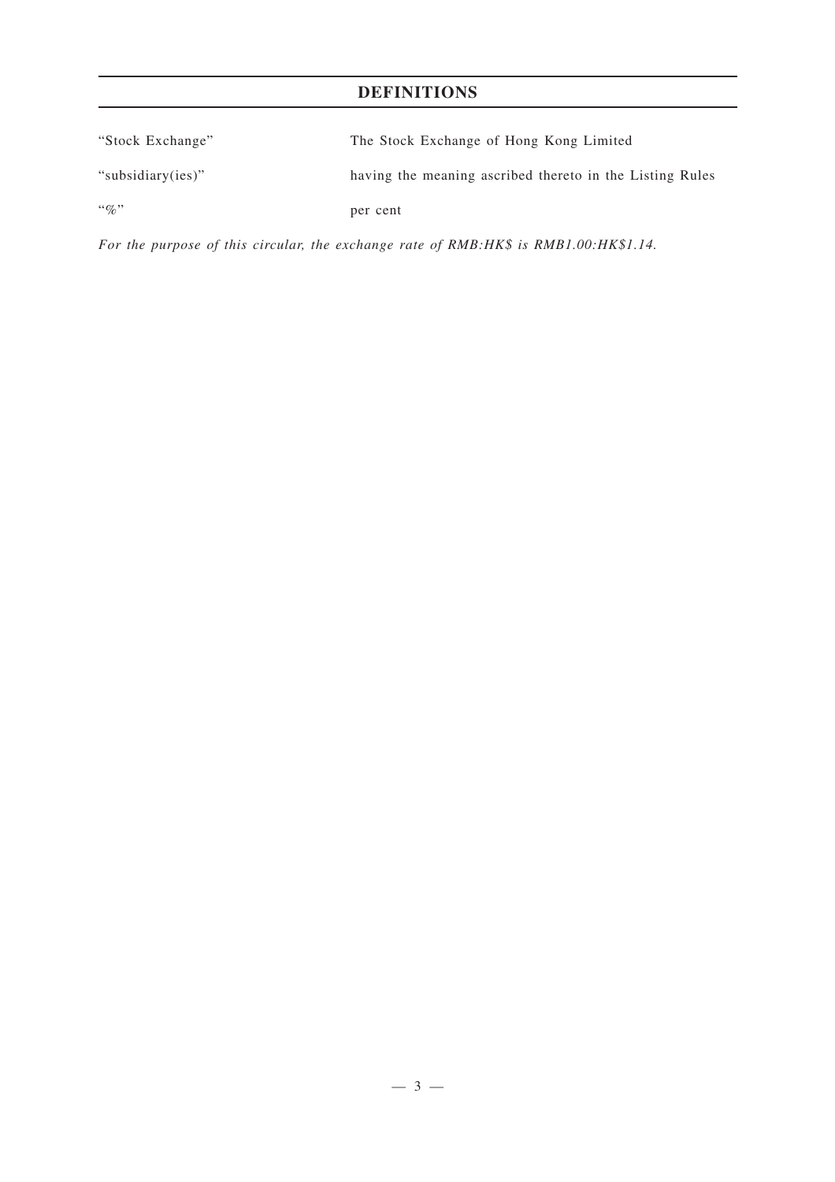## DEFINITIONS

| | |
|---|---|
| "Stock Exchange" | The Stock Exchange of Hong Kong Limited |
| "subsidiary(ies)" | having the meaning ascribed thereto in the Listing Rules |
| "%" | per cent |

*For the purpose of this circular, the exchange rate of RMB:HK$ is RMB1.00:HK$1.14.*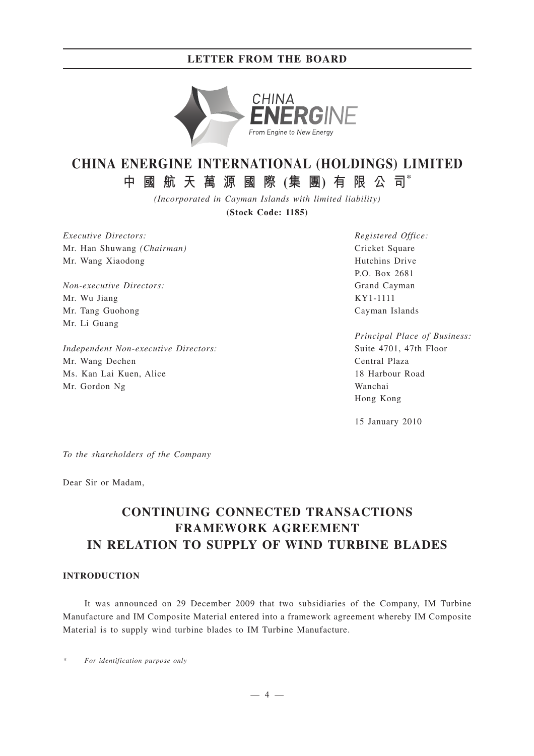# CHINA ENERGINE INTERNATIONAL (HOLDINGS) LIMITED

# 中國航天萬源國際(集團)有限公司*

*(Incorporated in Cayman Islands with limited liability)*

**(Stock Code: 1185)**

*Executive Directors:*
Mr. Han Shuwang *(Chairman)*
Mr. Wang Xiaodong

*Non-executive Directors:*
Mr. Wu Jiang
Mr. Tang Guohong
Mr. Li Guang

*Independent Non-executive Directors:*
Mr. Wang Dechen
Ms. Kan Lai Kuen, Alice
Mr. Gordon Ng

*Registered Office:*
Cricket Square
Hutchins Drive
P.O. Box 2681
Grand Cayman
KY1-1111
Cayman Islands

*Principal Place of Business:*
Suite 4701, 47th Floor
Central Plaza
18 Harbour Road
Wanchai
Hong Kong

15 January 2010

*To the shareholders of the Company*

Dear Sir or Madam,

## CONTINUING CONNECTED TRANSACTIONS FRAMEWORK AGREEMENT IN RELATION TO SUPPLY OF WIND TURBINE BLADES

### INTRODUCTION

It was announced on 29 December 2009 that two subsidiaries of the Company, IM Turbine Manufacture and IM Composite Material entered into a framework agreement whereby IM Composite Material is to supply wind turbine blades to IM Turbine Manufacture.

\* *For identification purpose only*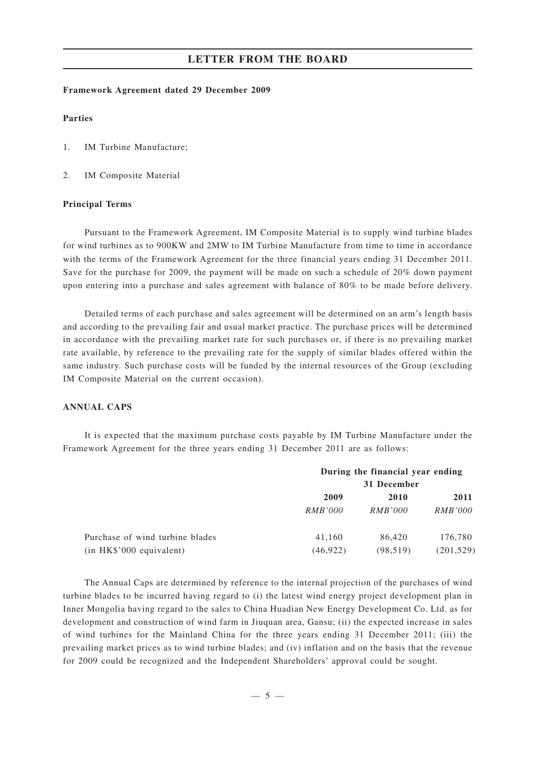**Framework Agreement dated 29 December 2009**

**Parties**

1. IM Turbine Manufacture;

2. IM Composite Material

**Principal Terms**

Pursuant to the Framework Agreement, IM Composite Material is to supply wind turbine blades for wind turbines as to 900KW and 2MW to IM Turbine Manufacture from time to time in accordance with the terms of the Framework Agreement for the three financial years ending 31 December 2011. Save for the purchase for 2009, the payment will be made on such a schedule of 20% down payment upon entering into a purchase and sales agreement with balance of 80% to be made before delivery.

Detailed terms of each purchase and sales agreement will be determined on an arm's length basis and according to the prevailing fair and usual market practice. The purchase prices will be determined in accordance with the prevailing market rate for such purchases or, if there is no prevailing market rate available, by reference to the prevailing rate for the supply of similar blades offered within the same industry. Such purchase costs will be funded by the internal resources of the Group (excluding IM Composite Material on the current occasion).

**ANNUAL CAPS**

It is expected that the maximum purchase costs payable by IM Turbine Manufacture under the Framework Agreement for the three years ending 31 December 2011 are as follows:

| | During the financial year ending 31 December | | |
|---|---|---|---|
| | **2009** | **2010** | **2011** |
| | *RMB'000* | *RMB'000* | *RMB'000* |
| Purchase of wind turbine blades | 41,160 | 86,420 | 176,780 |
| (in HK$'000 equivalent) | (46,922) | (98,519) | (201,529) |

The Annual Caps are determined by reference to the internal projection of the purchases of wind turbine blades to be incurred having regard to (i) the latest wind energy project development plan in Inner Mongolia having regard to the sales to China Huadian New Energy Development Co. Ltd. as for development and construction of wind farm in Jiuquan area, Gansu; (ii) the expected increase in sales of wind turbines for the Mainland China for the three years ending 31 December 2011; (iii) the prevailing market prices as to wind turbine blades; and (iv) inflation and on the basis that the revenue for 2009 could be recognized and the Independent Shareholders' approval could be sought.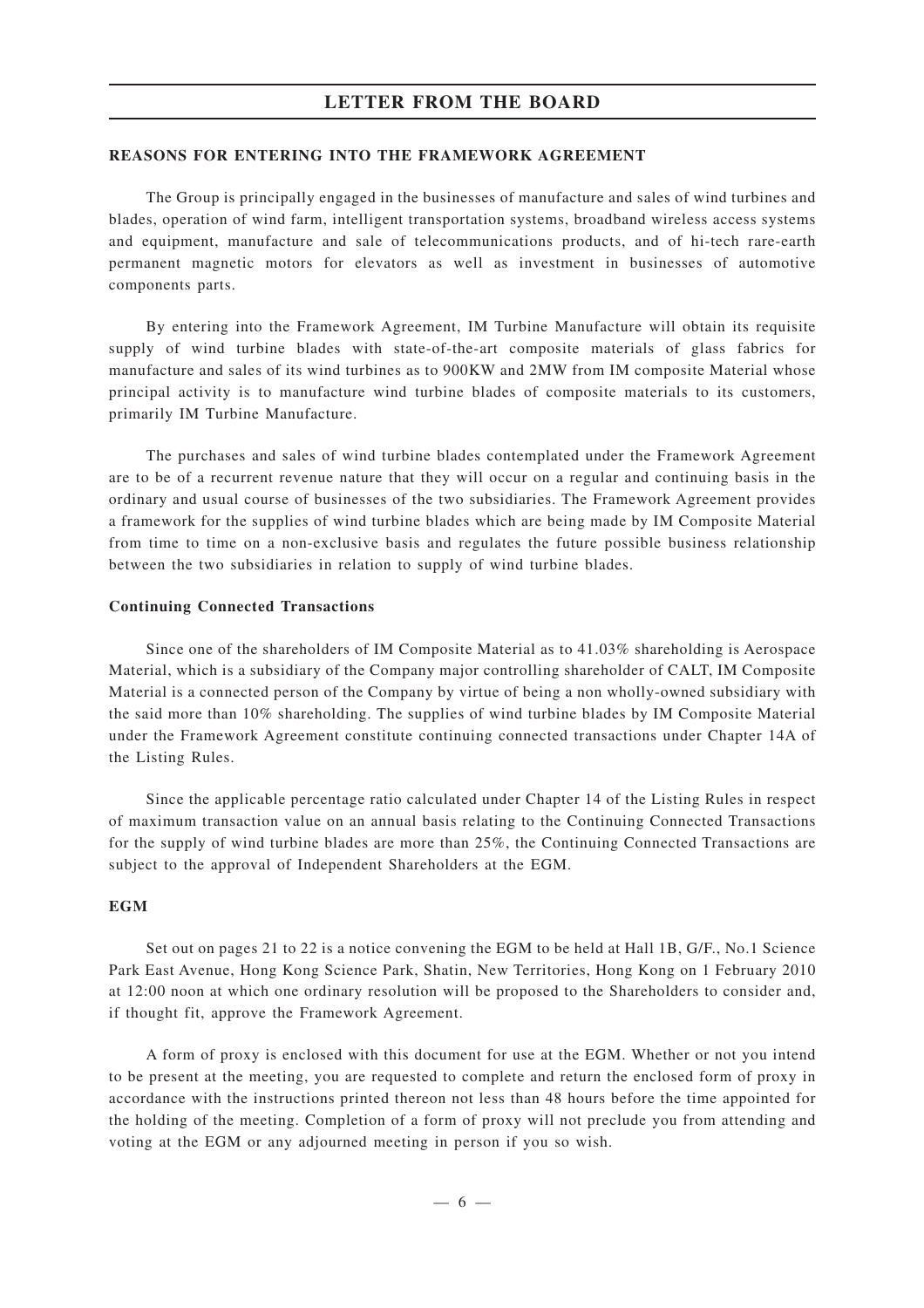## LETTER FROM THE BOARD

### REASONS FOR ENTERING INTO THE FRAMEWORK AGREEMENT

The Group is principally engaged in the businesses of manufacture and sales of wind turbines and blades, operation of wind farm, intelligent transportation systems, broadband wireless access systems and equipment, manufacture and sale of telecommunications products, and of hi-tech rare-earth permanent magnetic motors for elevators as well as investment in businesses of automotive components parts.

By entering into the Framework Agreement, IM Turbine Manufacture will obtain its requisite supply of wind turbine blades with state-of-the-art composite materials of glass fabrics for manufacture and sales of its wind turbines as to 900KW and 2MW from IM composite Material whose principal activity is to manufacture wind turbine blades of composite materials to its customers, primarily IM Turbine Manufacture.

The purchases and sales of wind turbine blades contemplated under the Framework Agreement are to be of a recurrent revenue nature that they will occur on a regular and continuing basis in the ordinary and usual course of businesses of the two subsidiaries. The Framework Agreement provides a framework for the supplies of wind turbine blades which are being made by IM Composite Material from time to time on a non-exclusive basis and regulates the future possible business relationship between the two subsidiaries in relation to supply of wind turbine blades.

#### Continuing Connected Transactions

Since one of the shareholders of IM Composite Material as to 41.03% shareholding is Aerospace Material, which is a subsidiary of the Company major controlling shareholder of CALT, IM Composite Material is a connected person of the Company by virtue of being a non wholly-owned subsidiary with the said more than 10% shareholding. The supplies of wind turbine blades by IM Composite Material under the Framework Agreement constitute continuing connected transactions under Chapter 14A of the Listing Rules.

Since the applicable percentage ratio calculated under Chapter 14 of the Listing Rules in respect of maximum transaction value on an annual basis relating to the Continuing Connected Transactions for the supply of wind turbine blades are more than 25%, the Continuing Connected Transactions are subject to the approval of Independent Shareholders at the EGM.

### EGM

Set out on pages 21 to 22 is a notice convening the EGM to be held at Hall 1B, G/F., No.1 Science Park East Avenue, Hong Kong Science Park, Shatin, New Territories, Hong Kong on 1 February 2010 at 12:00 noon at which one ordinary resolution will be proposed to the Shareholders to consider and, if thought fit, approve the Framework Agreement.

A form of proxy is enclosed with this document for use at the EGM. Whether or not you intend to be present at the meeting, you are requested to complete and return the enclosed form of proxy in accordance with the instructions printed thereon not less than 48 hours before the time appointed for the holding of the meeting. Completion of a form of proxy will not preclude you from attending and voting at the EGM or any adjourned meeting in person if you so wish.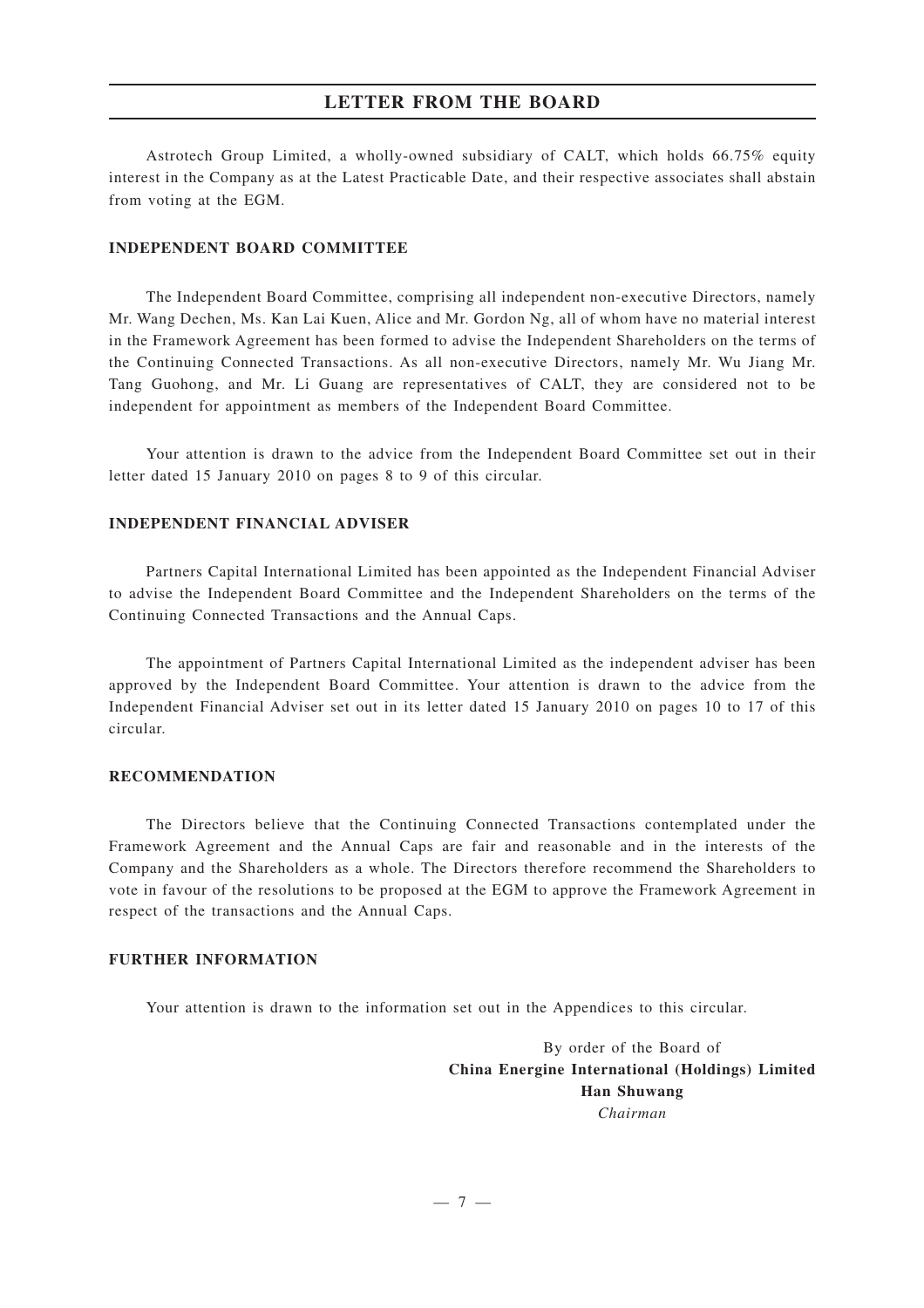Astrotech Group Limited, a wholly-owned subsidiary of CALT, which holds 66.75% equity interest in the Company as at the Latest Practicable Date, and their respective associates shall abstain from voting at the EGM.

### INDEPENDENT BOARD COMMITTEE

The Independent Board Committee, comprising all independent non-executive Directors, namely Mr. Wang Dechen, Ms. Kan Lai Kuen, Alice and Mr. Gordon Ng, all of whom have no material interest in the Framework Agreement has been formed to advise the Independent Shareholders on the terms of the Continuing Connected Transactions. As all non-executive Directors, namely Mr. Wu Jiang Mr. Tang Guohong, and Mr. Li Guang are representatives of CALT, they are considered not to be independent for appointment as members of the Independent Board Committee.

Your attention is drawn to the advice from the Independent Board Committee set out in their letter dated 15 January 2010 on pages 8 to 9 of this circular.

### INDEPENDENT FINANCIAL ADVISER

Partners Capital International Limited has been appointed as the Independent Financial Adviser to advise the Independent Board Committee and the Independent Shareholders on the terms of the Continuing Connected Transactions and the Annual Caps.

The appointment of Partners Capital International Limited as the independent adviser has been approved by the Independent Board Committee. Your attention is drawn to the advice from the Independent Financial Adviser set out in its letter dated 15 January 2010 on pages 10 to 17 of this circular.

### RECOMMENDATION

The Directors believe that the Continuing Connected Transactions contemplated under the Framework Agreement and the Annual Caps are fair and reasonable and in the interests of the Company and the Shareholders as a whole. The Directors therefore recommend the Shareholders to vote in favour of the resolutions to be proposed at the EGM to approve the Framework Agreement in respect of the transactions and the Annual Caps.

### FURTHER INFORMATION

Your attention is drawn to the information set out in the Appendices to this circular.

By order of the Board of
**China Energine International (Holdings) Limited**
**Han Shuwang**
*Chairman*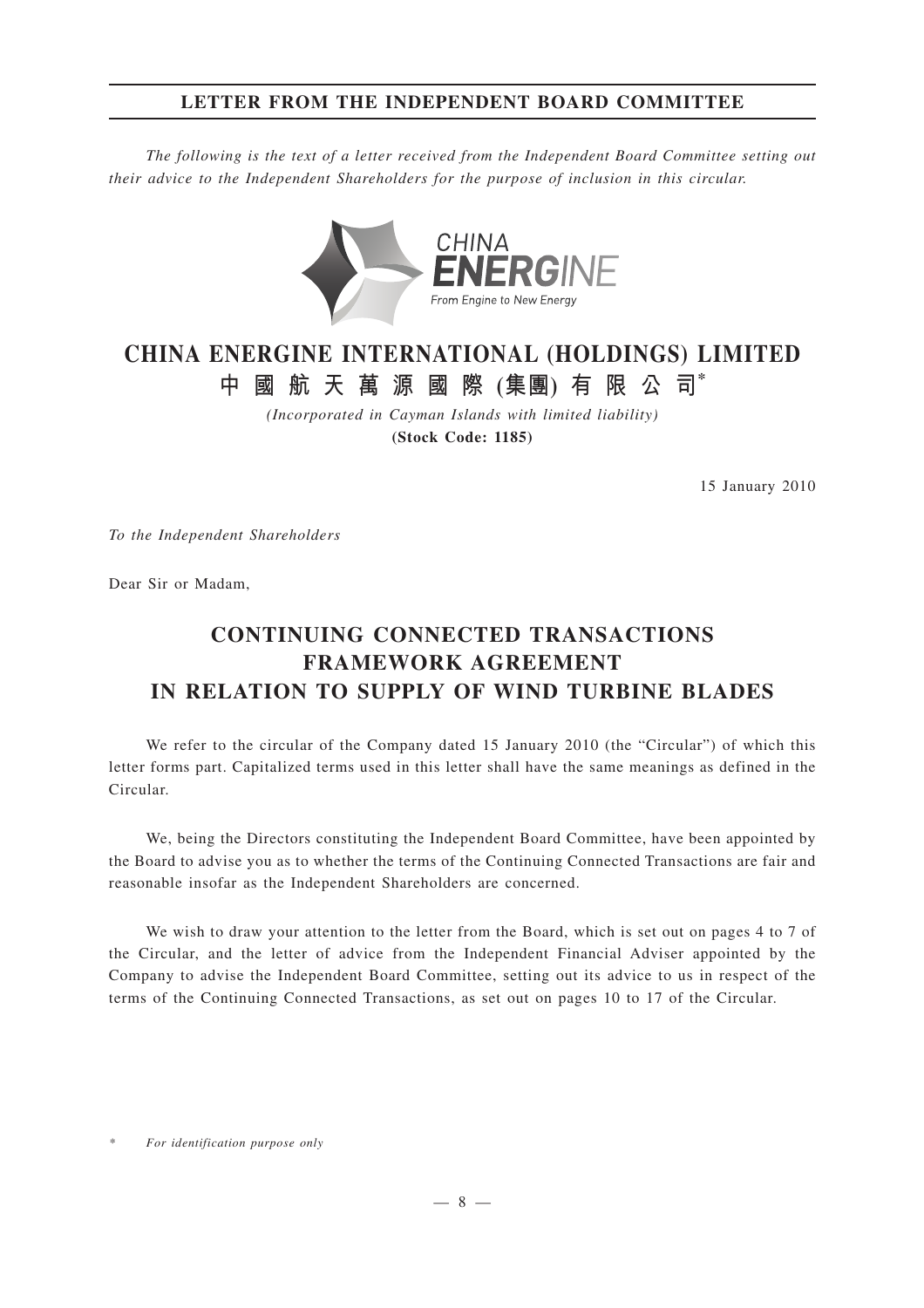## LETTER FROM THE INDEPENDENT BOARD COMMITTEE

*The following is the text of a letter received from the Independent Board Committee setting out their advice to the Independent Shareholders for the purpose of inclusion in this circular.*

CHINA ENERGINE
From Engine to New Energy

# CHINA ENERGINE INTERNATIONAL (HOLDINGS) LIMITED
# 中國航天萬源國際(集團)有限公司*

*(Incorporated in Cayman Islands with limited liability)*
**(Stock Code: 1185)**

15 January 2010

*To the Independent Shareholders*

Dear Sir or Madam,

# CONTINUING CONNECTED TRANSACTIONS FRAMEWORK AGREEMENT IN RELATION TO SUPPLY OF WIND TURBINE BLADES

We refer to the circular of the Company dated 15 January 2010 (the "Circular") of which this letter forms part. Capitalized terms used in this letter shall have the same meanings as defined in the Circular.

We, being the Directors constituting the Independent Board Committee, have been appointed by the Board to advise you as to whether the terms of the Continuing Connected Transactions are fair and reasonable insofar as the Independent Shareholders are concerned.

We wish to draw your attention to the letter from the Board, which is set out on pages 4 to 7 of the Circular, and the letter of advice from the Independent Financial Adviser appointed by the Company to advise the Independent Board Committee, setting out its advice to us in respect of the terms of the Continuing Connected Transactions, as set out on pages 10 to 17 of the Circular.

\* *For identification purpose only*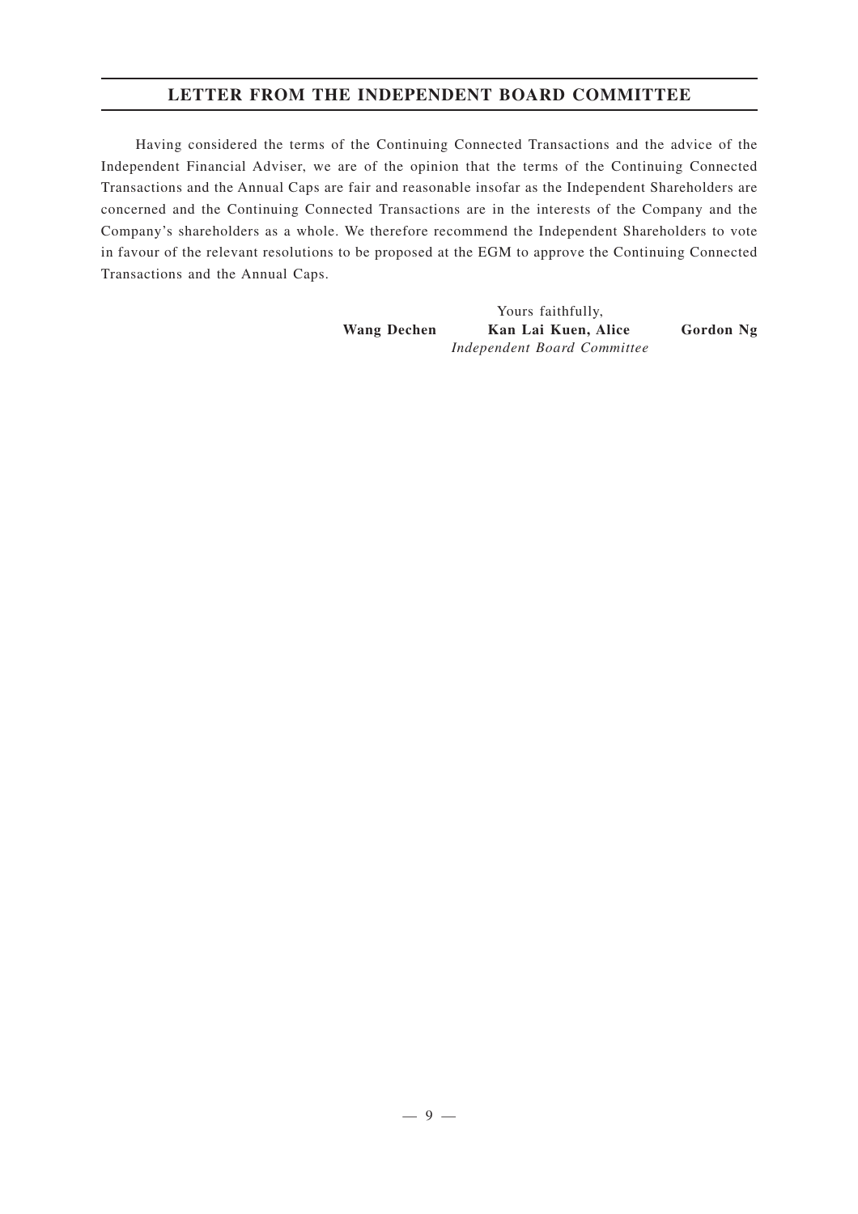## LETTER FROM THE INDEPENDENT BOARD COMMITTEE

Having considered the terms of the Continuing Connected Transactions and the advice of the Independent Financial Adviser, we are of the opinion that the terms of the Continuing Connected Transactions and the Annual Caps are fair and reasonable insofar as the Independent Shareholders are concerned and the Continuing Connected Transactions are in the interests of the Company and the Company's shareholders as a whole. We therefore recommend the Independent Shareholders to vote in favour of the relevant resolutions to be proposed at the EGM to approve the Continuing Connected Transactions and the Annual Caps.

Yours faithfully,

**Wang Dechen** **Kan Lai Kuen, Alice** **Gordon Ng**

*Independent Board Committee*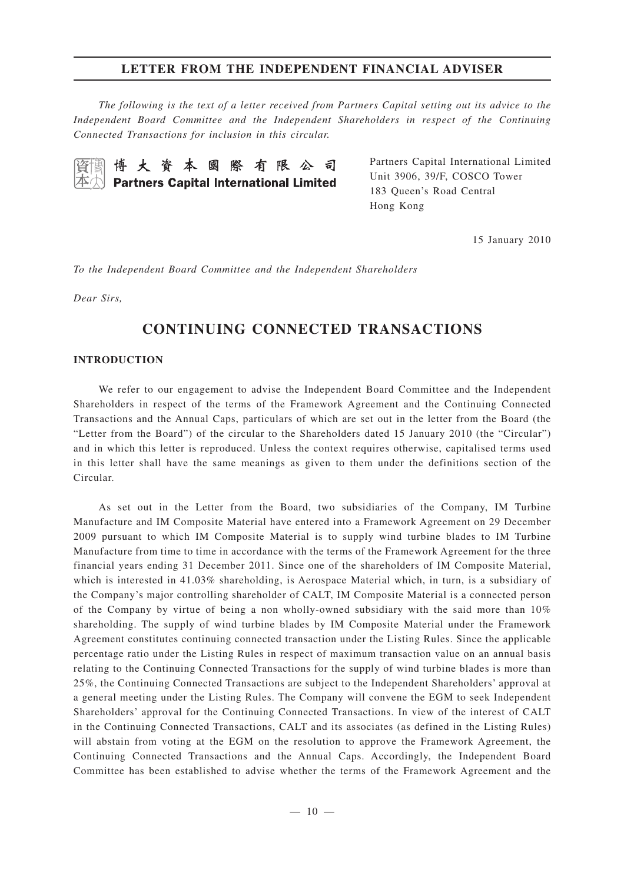## LETTER FROM THE INDEPENDENT FINANCIAL ADVISER

*The following is the text of a letter received from Partners Capital setting out its advice to the Independent Board Committee and the Independent Shareholders in respect of the Continuing Connected Transactions for inclusion in this circular.*

博大資本國際有限公司
**Partners Capital International Limited**

Partners Capital International Limited
Unit 3906, 39/F, COSCO Tower
183 Queen's Road Central
Hong Kong

15 January 2010

*To the Independent Board Committee and the Independent Shareholders*

*Dear Sirs,*

# CONTINUING CONNECTED TRANSACTIONS

### INTRODUCTION

We refer to our engagement to advise the Independent Board Committee and the Independent Shareholders in respect of the terms of the Framework Agreement and the Continuing Connected Transactions and the Annual Caps, particulars of which are set out in the letter from the Board (the "Letter from the Board") of the circular to the Shareholders dated 15 January 2010 (the "Circular") and in which this letter is reproduced. Unless the context requires otherwise, capitalised terms used in this letter shall have the same meanings as given to them under the definitions section of the Circular.

As set out in the Letter from the Board, two subsidiaries of the Company, IM Turbine Manufacture and IM Composite Material have entered into a Framework Agreement on 29 December 2009 pursuant to which IM Composite Material is to supply wind turbine blades to IM Turbine Manufacture from time to time in accordance with the terms of the Framework Agreement for the three financial years ending 31 December 2011. Since one of the shareholders of IM Composite Material, which is interested in 41.03% shareholding, is Aerospace Material which, in turn, is a subsidiary of the Company's major controlling shareholder of CALT, IM Composite Material is a connected person of the Company by virtue of being a non wholly-owned subsidiary with the said more than 10% shareholding. The supply of wind turbine blades by IM Composite Material under the Framework Agreement constitutes continuing connected transaction under the Listing Rules. Since the applicable percentage ratio under the Listing Rules in respect of maximum transaction value on an annual basis relating to the Continuing Connected Transactions for the supply of wind turbine blades is more than 25%, the Continuing Connected Transactions are subject to the Independent Shareholders' approval at a general meeting under the Listing Rules. The Company will convene the EGM to seek Independent Shareholders' approval for the Continuing Connected Transactions. In view of the interest of CALT in the Continuing Connected Transactions, CALT and its associates (as defined in the Listing Rules) will abstain from voting at the EGM on the resolution to approve the Framework Agreement, the Continuing Connected Transactions and the Annual Caps. Accordingly, the Independent Board Committee has been established to advise whether the terms of the Framework Agreement and the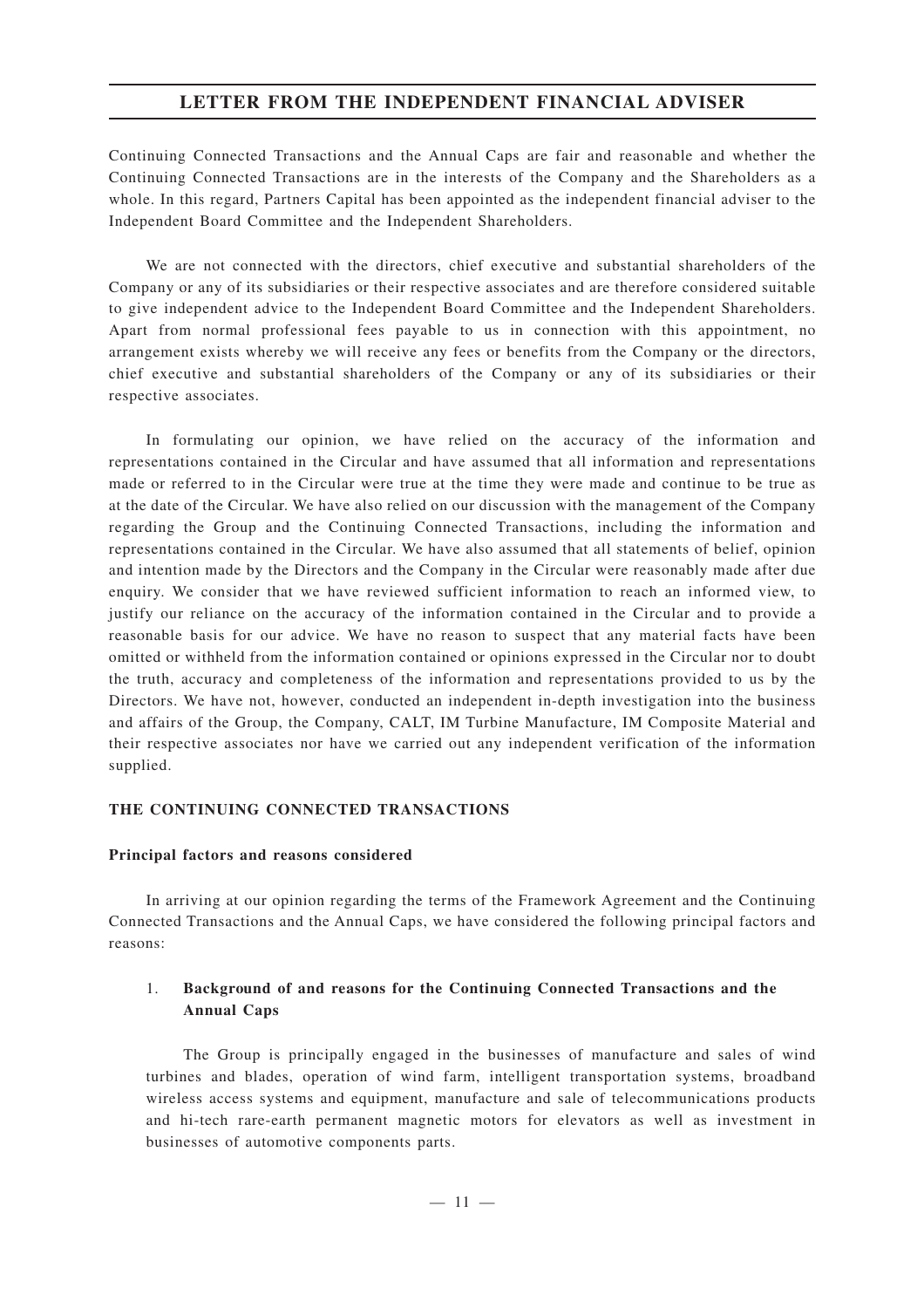Continuing Connected Transactions and the Annual Caps are fair and reasonable and whether the Continuing Connected Transactions are in the interests of the Company and the Shareholders as a whole. In this regard, Partners Capital has been appointed as the independent financial adviser to the Independent Board Committee and the Independent Shareholders.

We are not connected with the directors, chief executive and substantial shareholders of the Company or any of its subsidiaries or their respective associates and are therefore considered suitable to give independent advice to the Independent Board Committee and the Independent Shareholders. Apart from normal professional fees payable to us in connection with this appointment, no arrangement exists whereby we will receive any fees or benefits from the Company or the directors, chief executive and substantial shareholders of the Company or any of its subsidiaries or their respective associates.

In formulating our opinion, we have relied on the accuracy of the information and representations contained in the Circular and have assumed that all information and representations made or referred to in the Circular were true at the time they were made and continue to be true as at the date of the Circular. We have also relied on our discussion with the management of the Company regarding the Group and the Continuing Connected Transactions, including the information and representations contained in the Circular. We have also assumed that all statements of belief, opinion and intention made by the Directors and the Company in the Circular were reasonably made after due enquiry. We consider that we have reviewed sufficient information to reach an informed view, to justify our reliance on the accuracy of the information contained in the Circular and to provide a reasonable basis for our advice. We have no reason to suspect that any material facts have been omitted or withheld from the information contained or opinions expressed in the Circular nor to doubt the truth, accuracy and completeness of the information and representations provided to us by the Directors. We have not, however, conducted an independent in-depth investigation into the business and affairs of the Group, the Company, CALT, IM Turbine Manufacture, IM Composite Material and their respective associates nor have we carried out any independent verification of the information supplied.

## THE CONTINUING CONNECTED TRANSACTIONS

### Principal factors and reasons considered

In arriving at our opinion regarding the terms of the Framework Agreement and the Continuing Connected Transactions and the Annual Caps, we have considered the following principal factors and reasons:

#### 1. Background of and reasons for the Continuing Connected Transactions and the Annual Caps

The Group is principally engaged in the businesses of manufacture and sales of wind turbines and blades, operation of wind farm, intelligent transportation systems, broadband wireless access systems and equipment, manufacture and sale of telecommunications products and hi-tech rare-earth permanent magnetic motors for elevators as well as investment in businesses of automotive components parts.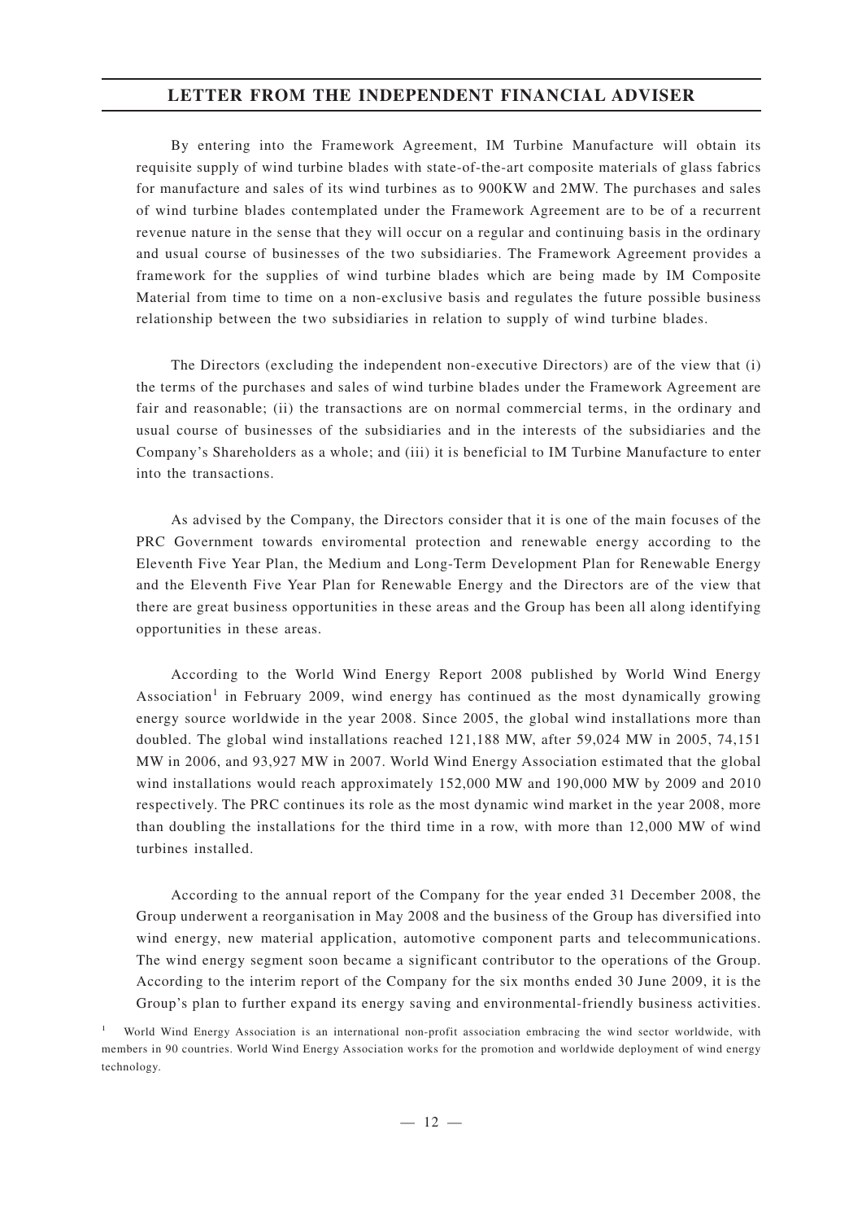By entering into the Framework Agreement, IM Turbine Manufacture will obtain its requisite supply of wind turbine blades with state-of-the-art composite materials of glass fabrics for manufacture and sales of its wind turbines as to 900KW and 2MW. The purchases and sales of wind turbine blades contemplated under the Framework Agreement are to be of a recurrent revenue nature in the sense that they will occur on a regular and continuing basis in the ordinary and usual course of businesses of the two subsidiaries. The Framework Agreement provides a framework for the supplies of wind turbine blades which are being made by IM Composite Material from time to time on a non-exclusive basis and regulates the future possible business relationship between the two subsidiaries in relation to supply of wind turbine blades.

The Directors (excluding the independent non-executive Directors) are of the view that (i) the terms of the purchases and sales of wind turbine blades under the Framework Agreement are fair and reasonable; (ii) the transactions are on normal commercial terms, in the ordinary and usual course of businesses of the subsidiaries and in the interests of the subsidiaries and the Company's Shareholders as a whole; and (iii) it is beneficial to IM Turbine Manufacture to enter into the transactions.

As advised by the Company, the Directors consider that it is one of the main focuses of the PRC Government towards enviromental protection and renewable energy according to the Eleventh Five Year Plan, the Medium and Long-Term Development Plan for Renewable Energy and the Eleventh Five Year Plan for Renewable Energy and the Directors are of the view that there are great business opportunities in these areas and the Group has been all along identifying opportunities in these areas.

According to the World Wind Energy Report 2008 published by World Wind Energy Association[1] in February 2009, wind energy has continued as the most dynamically growing energy source worldwide in the year 2008. Since 2005, the global wind installations more than doubled. The global wind installations reached 121,188 MW, after 59,024 MW in 2005, 74,151 MW in 2006, and 93,927 MW in 2007. World Wind Energy Association estimated that the global wind installations would reach approximately 152,000 MW and 190,000 MW by 2009 and 2010 respectively. The PRC continues its role as the most dynamic wind market in the year 2008, more than doubling the installations for the third time in a row, with more than 12,000 MW of wind turbines installed.

According to the annual report of the Company for the year ended 31 December 2008, the Group underwent a reorganisation in May 2008 and the business of the Group has diversified into wind energy, new material application, automotive component parts and telecommunications. The wind energy segment soon became a significant contributor to the operations of the Group. According to the interim report of the Company for the six months ended 30 June 2009, it is the Group's plan to further expand its energy saving and environmental-friendly business activities.

[1] World Wind Energy Association is an international non-profit association embracing the wind sector worldwide, with members in 90 countries. World Wind Energy Association works for the promotion and worldwide deployment of wind energy technology.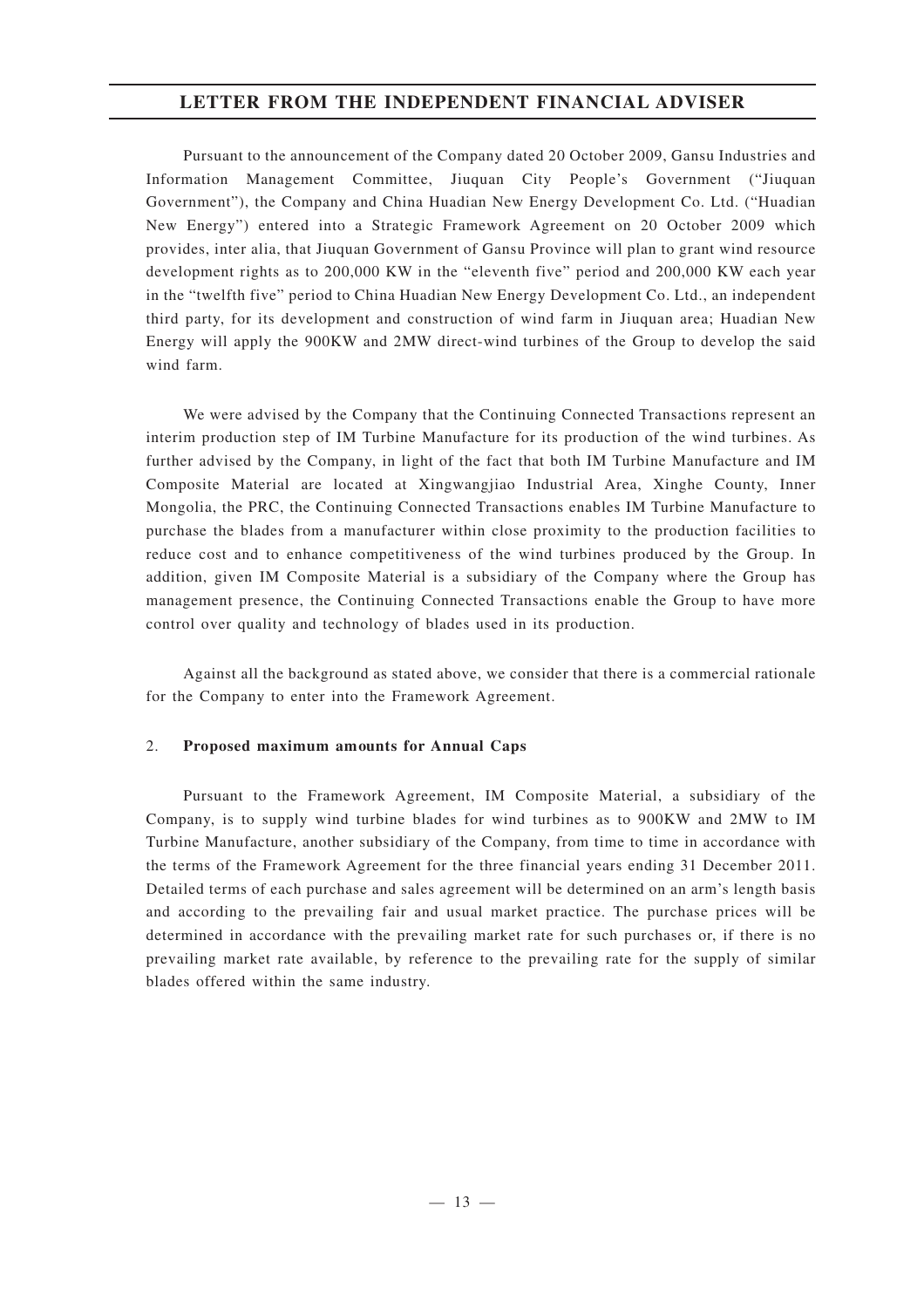Pursuant to the announcement of the Company dated 20 October 2009, Gansu Industries and Information Management Committee, Jiuquan City People's Government ("Jiuquan Government"), the Company and China Huadian New Energy Development Co. Ltd. ("Huadian New Energy") entered into a Strategic Framework Agreement on 20 October 2009 which provides, inter alia, that Jiuquan Government of Gansu Province will plan to grant wind resource development rights as to 200,000 KW in the "eleventh five" period and 200,000 KW each year in the "twelfth five" period to China Huadian New Energy Development Co. Ltd., an independent third party, for its development and construction of wind farm in Jiuquan area; Huadian New Energy will apply the 900KW and 2MW direct-wind turbines of the Group to develop the said wind farm.

We were advised by the Company that the Continuing Connected Transactions represent an interim production step of IM Turbine Manufacture for its production of the wind turbines. As further advised by the Company, in light of the fact that both IM Turbine Manufacture and IM Composite Material are located at Xingwangjiao Industrial Area, Xinghe County, Inner Mongolia, the PRC, the Continuing Connected Transactions enables IM Turbine Manufacture to purchase the blades from a manufacturer within close proximity to the production facilities to reduce cost and to enhance competitiveness of the wind turbines produced by the Group. In addition, given IM Composite Material is a subsidiary of the Company where the Group has management presence, the Continuing Connected Transactions enable the Group to have more control over quality and technology of blades used in its production.

Against all the background as stated above, we consider that there is a commercial rationale for the Company to enter into the Framework Agreement.

2. **Proposed maximum amounts for Annual Caps**

Pursuant to the Framework Agreement, IM Composite Material, a subsidiary of the Company, is to supply wind turbine blades for wind turbines as to 900KW and 2MW to IM Turbine Manufacture, another subsidiary of the Company, from time to time in accordance with the terms of the Framework Agreement for the three financial years ending 31 December 2011. Detailed terms of each purchase and sales agreement will be determined on an arm's length basis and according to the prevailing fair and usual market practice. The purchase prices will be determined in accordance with the prevailing market rate for such purchases or, if there is no prevailing market rate available, by reference to the prevailing rate for the supply of similar blades offered within the same industry.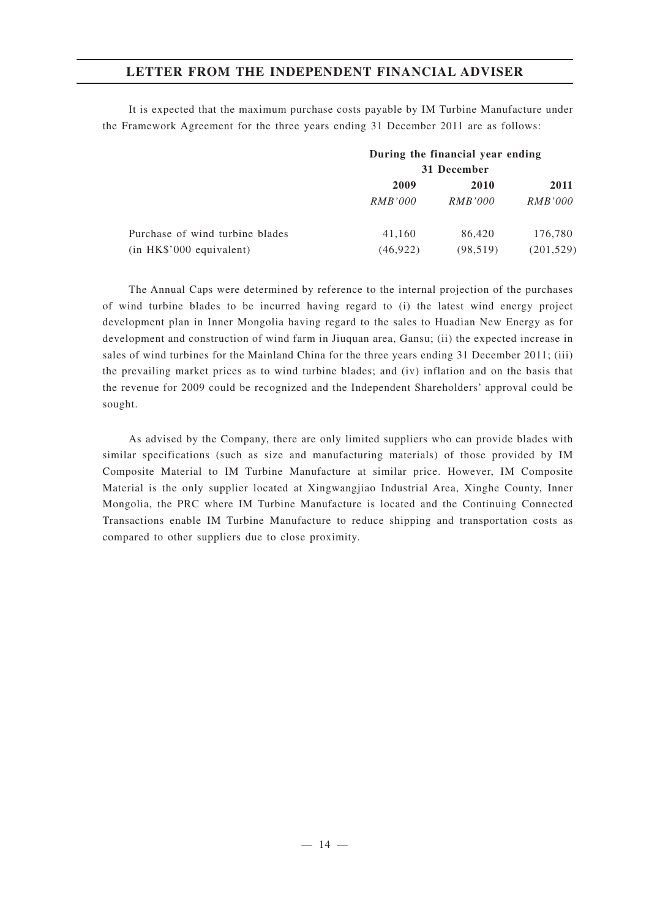It is expected that the maximum purchase costs payable by IM Turbine Manufacture under the Framework Agreement for the three years ending 31 December 2011 are as follows:

| | During the financial year ending 31 December | | |
|---|---|---|---|
| | **2009** | **2010** | **2011** |
| | *RMB'000* | *RMB'000* | *RMB'000* |
| Purchase of wind turbine blades | 41,160 | 86,420 | 176,780 |
| (in HK$'000 equivalent) | (46,922) | (98,519) | (201,529) |

The Annual Caps were determined by reference to the internal projection of the purchases of wind turbine blades to be incurred having regard to (i) the latest wind energy project development plan in Inner Mongolia having regard to the sales to Huadian New Energy as for development and construction of wind farm in Jiuquan area, Gansu; (ii) the expected increase in sales of wind turbines for the Mainland China for the three years ending 31 December 2011; (iii) the prevailing market prices as to wind turbine blades; and (iv) inflation and on the basis that the revenue for 2009 could be recognized and the Independent Shareholders' approval could be sought.

As advised by the Company, there are only limited suppliers who can provide blades with similar specifications (such as size and manufacturing materials) of those provided by IM Composite Material to IM Turbine Manufacture at similar price. However, IM Composite Material is the only supplier located at Xingwangjiao Industrial Area, Xinghe County, Inner Mongolia, the PRC where IM Turbine Manufacture is located and the Continuing Connected Transactions enable IM Turbine Manufacture to reduce shipping and transportation costs as compared to other suppliers due to close proximity.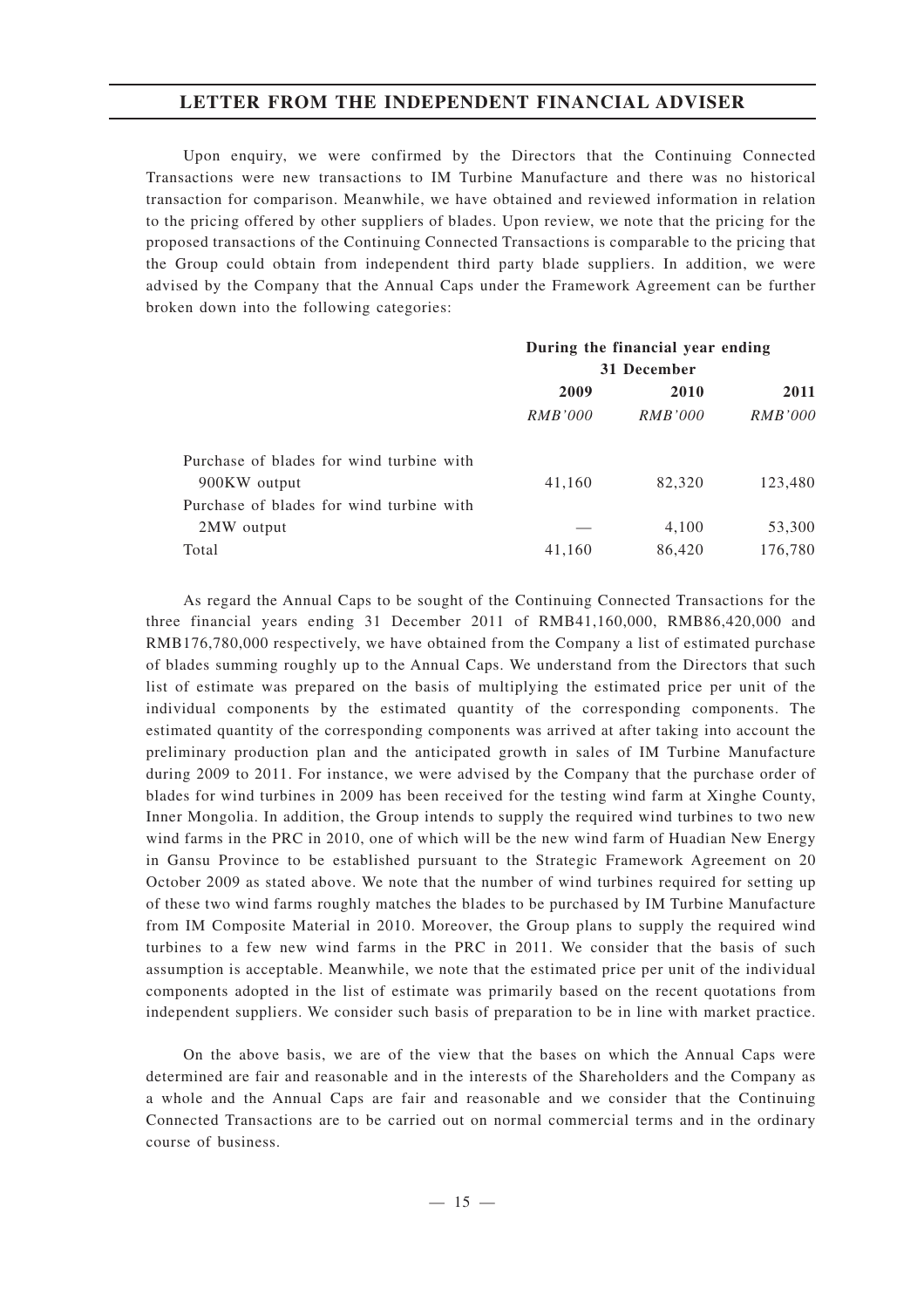Upon enquiry, we were confirmed by the Directors that the Continuing Connected Transactions were new transactions to IM Turbine Manufacture and there was no historical transaction for comparison. Meanwhile, we have obtained and reviewed information in relation to the pricing offered by other suppliers of blades. Upon review, we note that the pricing for the proposed transactions of the Continuing Connected Transactions is comparable to the pricing that the Group could obtain from independent third party blade suppliers. In addition, we were advised by the Company that the Annual Caps under the Framework Agreement can be further broken down into the following categories:

| | During the financial year ending 31 December | | |
|---|---|---|---|
| | **2009** | **2010** | **2011** |
| | *RMB'000* | *RMB'000* | *RMB'000* |
| Purchase of blades for wind turbine with 900KW output | 41,160 | 82,320 | 123,480 |
| Purchase of blades for wind turbine with 2MW output | — | 4,100 | 53,300 |
| Total | 41,160 | 86,420 | 176,780 |

As regard the Annual Caps to be sought of the Continuing Connected Transactions for the three financial years ending 31 December 2011 of RMB41,160,000, RMB86,420,000 and RMB176,780,000 respectively, we have obtained from the Company a list of estimated purchase of blades summing roughly up to the Annual Caps. We understand from the Directors that such list of estimate was prepared on the basis of multiplying the estimated price per unit of the individual components by the estimated quantity of the corresponding components. The estimated quantity of the corresponding components was arrived at after taking into account the preliminary production plan and the anticipated growth in sales of IM Turbine Manufacture during 2009 to 2011. For instance, we were advised by the Company that the purchase order of blades for wind turbines in 2009 has been received for the testing wind farm at Xinghe County, Inner Mongolia. In addition, the Group intends to supply the required wind turbines to two new wind farms in the PRC in 2010, one of which will be the new wind farm of Huadian New Energy in Gansu Province to be established pursuant to the Strategic Framework Agreement on 20 October 2009 as stated above. We note that the number of wind turbines required for setting up of these two wind farms roughly matches the blades to be purchased by IM Turbine Manufacture from IM Composite Material in 2010. Moreover, the Group plans to supply the required wind turbines to a few new wind farms in the PRC in 2011. We consider that the basis of such assumption is acceptable. Meanwhile, we note that the estimated price per unit of the individual components adopted in the list of estimate was primarily based on the recent quotations from independent suppliers. We consider such basis of preparation to be in line with market practice.

On the above basis, we are of the view that the bases on which the Annual Caps were determined are fair and reasonable and in the interests of the Shareholders and the Company as a whole and the Annual Caps are fair and reasonable and we consider that the Continuing Connected Transactions are to be carried out on normal commercial terms and in the ordinary course of business.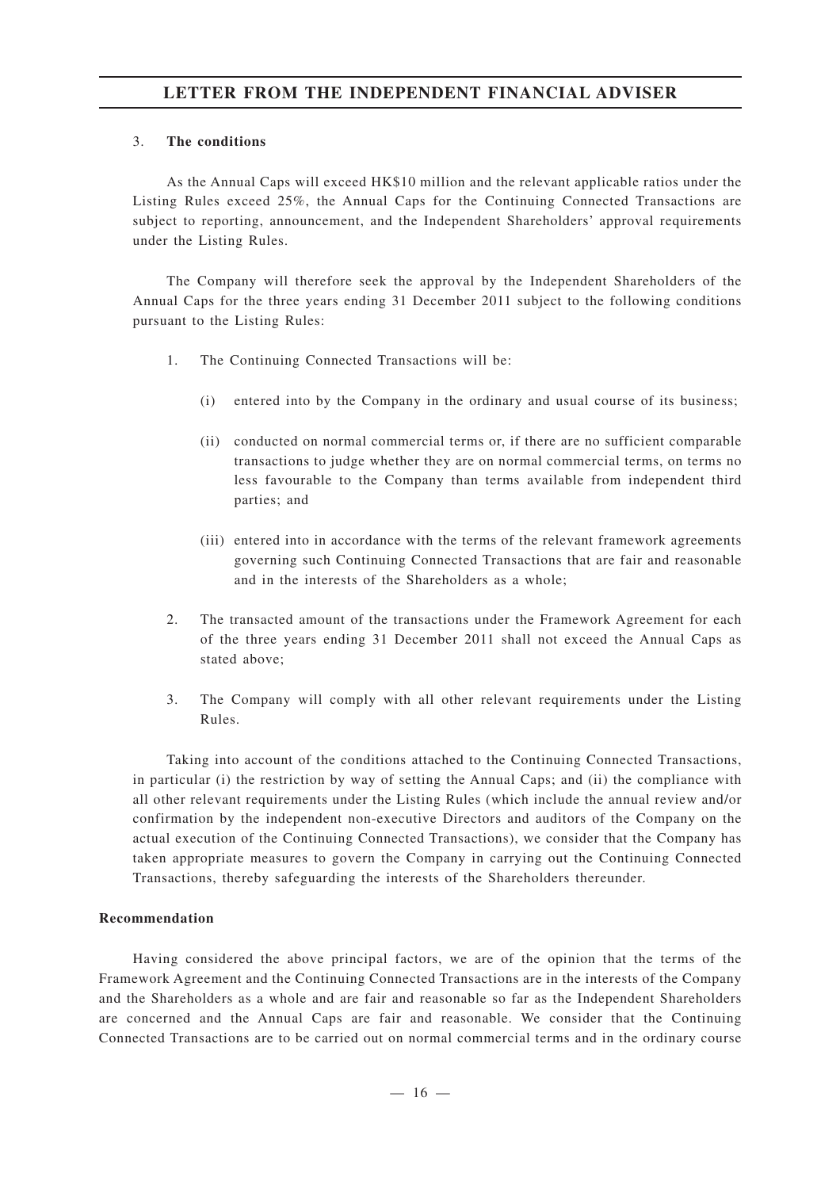3. **The conditions**

As the Annual Caps will exceed HK$10 million and the relevant applicable ratios under the Listing Rules exceed 25%, the Annual Caps for the Continuing Connected Transactions are subject to reporting, announcement, and the Independent Shareholders' approval requirements under the Listing Rules.

The Company will therefore seek the approval by the Independent Shareholders of the Annual Caps for the three years ending 31 December 2011 subject to the following conditions pursuant to the Listing Rules:

1. The Continuing Connected Transactions will be:

   (i) entered into by the Company in the ordinary and usual course of its business;

   (ii) conducted on normal commercial terms or, if there are no sufficient comparable transactions to judge whether they are on normal commercial terms, on terms no less favourable to the Company than terms available from independent third parties; and

   (iii) entered into in accordance with the terms of the relevant framework agreements governing such Continuing Connected Transactions that are fair and reasonable and in the interests of the Shareholders as a whole;

2. The transacted amount of the transactions under the Framework Agreement for each of the three years ending 31 December 2011 shall not exceed the Annual Caps as stated above;

3. The Company will comply with all other relevant requirements under the Listing Rules.

Taking into account of the conditions attached to the Continuing Connected Transactions, in particular (i) the restriction by way of setting the Annual Caps; and (ii) the compliance with all other relevant requirements under the Listing Rules (which include the annual review and/or confirmation by the independent non-executive Directors and auditors of the Company on the actual execution of the Continuing Connected Transactions), we consider that the Company has taken appropriate measures to govern the Company in carrying out the Continuing Connected Transactions, thereby safeguarding the interests of the Shareholders thereunder.

**Recommendation**

Having considered the above principal factors, we are of the opinion that the terms of the Framework Agreement and the Continuing Connected Transactions are in the interests of the Company and the Shareholders as a whole and are fair and reasonable so far as the Independent Shareholders are concerned and the Annual Caps are fair and reasonable. We consider that the Continuing Connected Transactions are to be carried out on normal commercial terms and in the ordinary course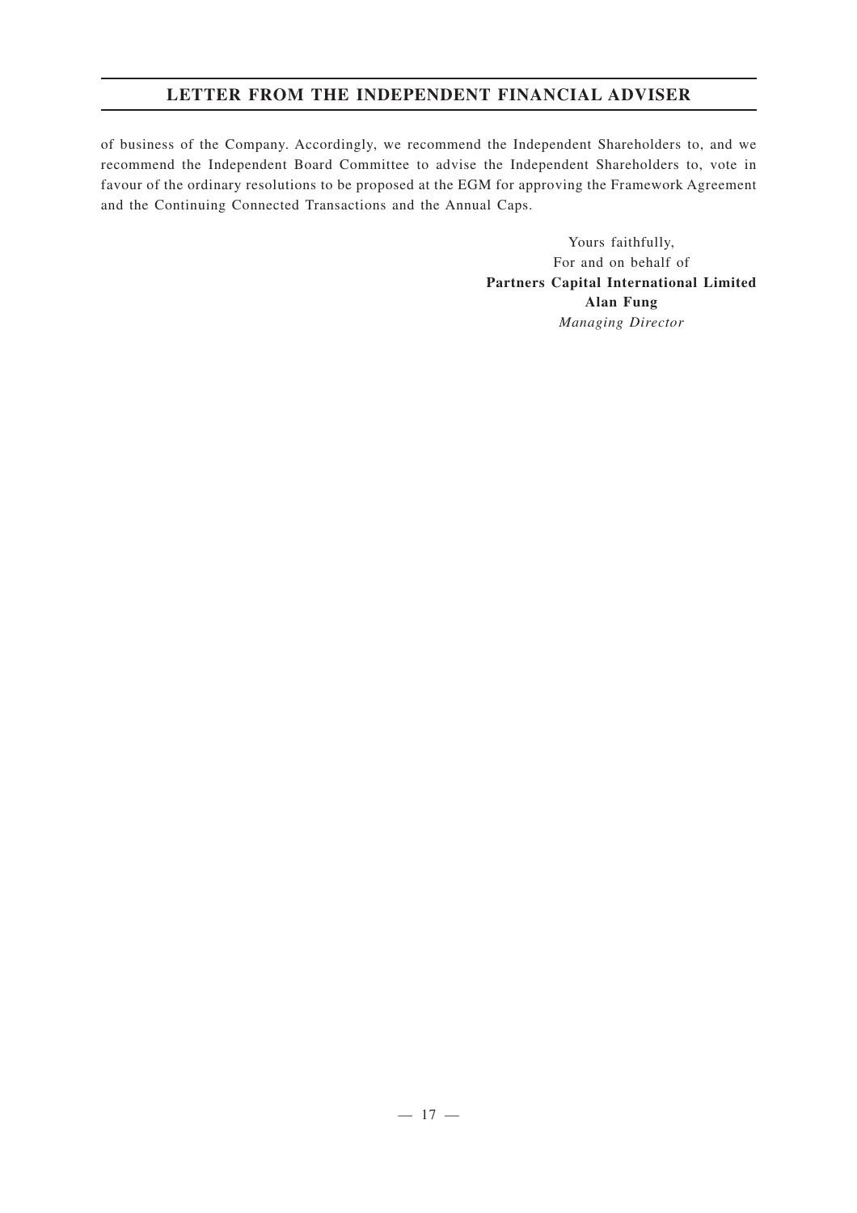of business of the Company. Accordingly, we recommend the Independent Shareholders to, and we recommend the Independent Board Committee to advise the Independent Shareholders to, vote in favour of the ordinary resolutions to be proposed at the EGM for approving the Framework Agreement and the Continuing Connected Transactions and the Annual Caps.

Yours faithfully,
For and on behalf of
**Partners Capital International Limited**
**Alan Fung**
*Managing Director*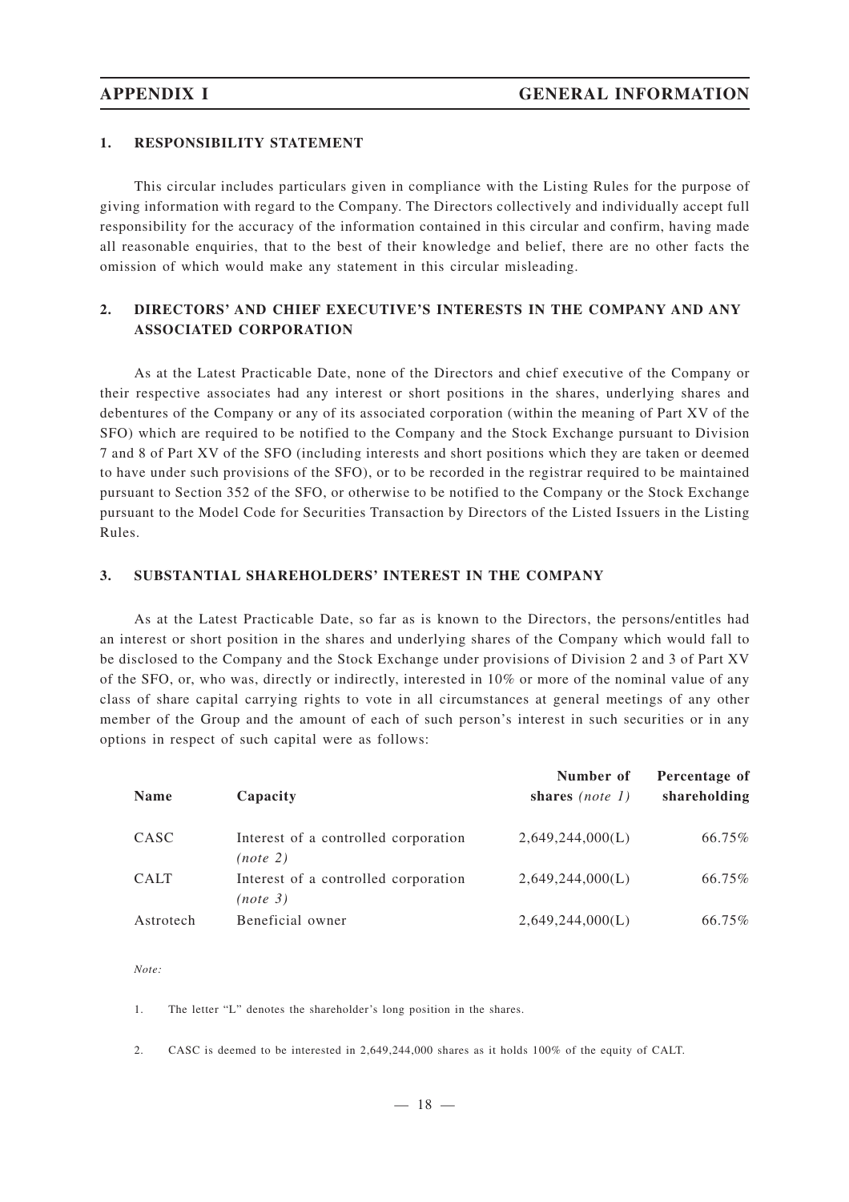# APPENDIX I GENERAL INFORMATION

## 1. RESPONSIBILITY STATEMENT

This circular includes particulars given in compliance with the Listing Rules for the purpose of giving information with regard to the Company. The Directors collectively and individually accept full responsibility for the accuracy of the information contained in this circular and confirm, having made all reasonable enquiries, that to the best of their knowledge and belief, there are no other facts the omission of which would make any statement in this circular misleading.

## 2. DIRECTORS' AND CHIEF EXECUTIVE'S INTERESTS IN THE COMPANY AND ANY ASSOCIATED CORPORATION

As at the Latest Practicable Date, none of the Directors and chief executive of the Company or their respective associates had any interest or short positions in the shares, underlying shares and debentures of the Company or any of its associated corporation (within the meaning of Part XV of the SFO) which are required to be notified to the Company and the Stock Exchange pursuant to Division 7 and 8 of Part XV of the SFO (including interests and short positions which they are taken or deemed to have under such provisions of the SFO), or to be recorded in the registrar required to be maintained pursuant to Section 352 of the SFO, or otherwise to be notified to the Company or the Stock Exchange pursuant to the Model Code for Securities Transaction by Directors of the Listed Issuers in the Listing Rules.

## 3. SUBSTANTIAL SHAREHOLDERS' INTEREST IN THE COMPANY

As at the Latest Practicable Date, so far as is known to the Directors, the persons/entitles had an interest or short position in the shares and underlying shares of the Company which would fall to be disclosed to the Company and the Stock Exchange under provisions of Division 2 and 3 of Part XV of the SFO, or, who was, directly or indirectly, interested in 10% or more of the nominal value of any class of share capital carrying rights to vote in all circumstances at general meetings of any other member of the Group and the amount of each of such person's interest in such securities or in any options in respect of such capital were as follows:

| Name | Capacity | Number of shares *(note 1)* | Percentage of shareholding |
|---|---|---|---|
| CASC | Interest of a controlled corporation *(note 2)* | 2,649,244,000(L) | 66.75% |
| CALT | Interest of a controlled corporation *(note 3)* | 2,649,244,000(L) | 66.75% |
| Astrotech | Beneficial owner | 2,649,244,000(L) | 66.75% |

*Note:*

1. The letter "L" denotes the shareholder's long position in the shares.

2. CASC is deemed to be interested in 2,649,244,000 shares as it holds 100% of the equity of CALT.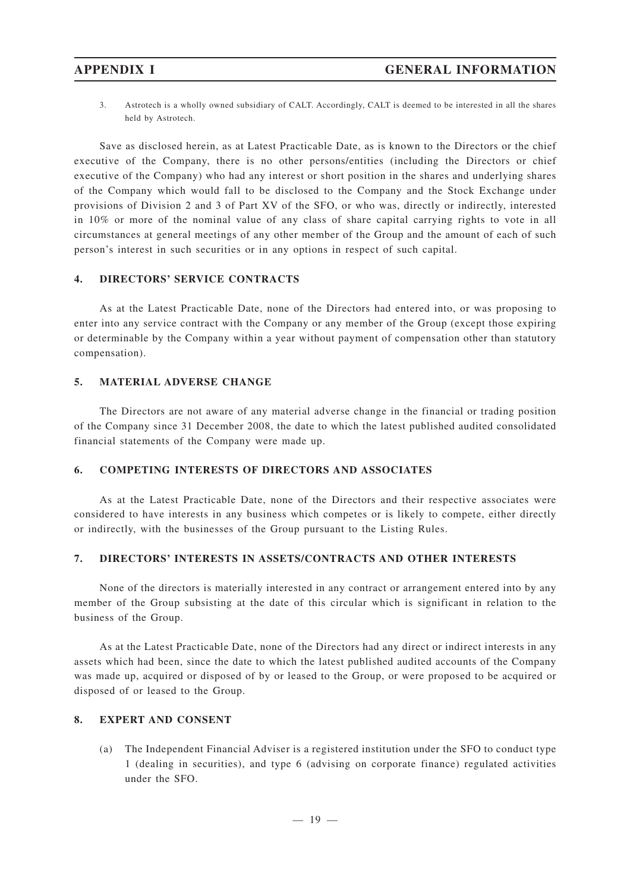3. Astrotech is a wholly owned subsidiary of CALT. Accordingly, CALT is deemed to be interested in all the shares held by Astrotech.

Save as disclosed herein, as at Latest Practicable Date, as is known to the Directors or the chief executive of the Company, there is no other persons/entities (including the Directors or chief executive of the Company) who had any interest or short position in the shares and underlying shares of the Company which would fall to be disclosed to the Company and the Stock Exchange under provisions of Division 2 and 3 of Part XV of the SFO, or who was, directly or indirectly, interested in 10% or more of the nominal value of any class of share capital carrying rights to vote in all circumstances at general meetings of any other member of the Group and the amount of each of such person's interest in such securities or in any options in respect of such capital.

## 4. DIRECTORS' SERVICE CONTRACTS

As at the Latest Practicable Date, none of the Directors had entered into, or was proposing to enter into any service contract with the Company or any member of the Group (except those expiring or determinable by the Company within a year without payment of compensation other than statutory compensation).

## 5. MATERIAL ADVERSE CHANGE

The Directors are not aware of any material adverse change in the financial or trading position of the Company since 31 December 2008, the date to which the latest published audited consolidated financial statements of the Company were made up.

## 6. COMPETING INTERESTS OF DIRECTORS AND ASSOCIATES

As at the Latest Practicable Date, none of the Directors and their respective associates were considered to have interests in any business which competes or is likely to compete, either directly or indirectly, with the businesses of the Group pursuant to the Listing Rules.

## 7. DIRECTORS' INTERESTS IN ASSETS/CONTRACTS AND OTHER INTERESTS

None of the directors is materially interested in any contract or arrangement entered into by any member of the Group subsisting at the date of this circular which is significant in relation to the business of the Group.

As at the Latest Practicable Date, none of the Directors had any direct or indirect interests in any assets which had been, since the date to which the latest published audited accounts of the Company was made up, acquired or disposed of by or leased to the Group, or were proposed to be acquired or disposed of or leased to the Group.

## 8. EXPERT AND CONSENT

(a) The Independent Financial Adviser is a registered institution under the SFO to conduct type 1 (dealing in securities), and type 6 (advising on corporate finance) regulated activities under the SFO.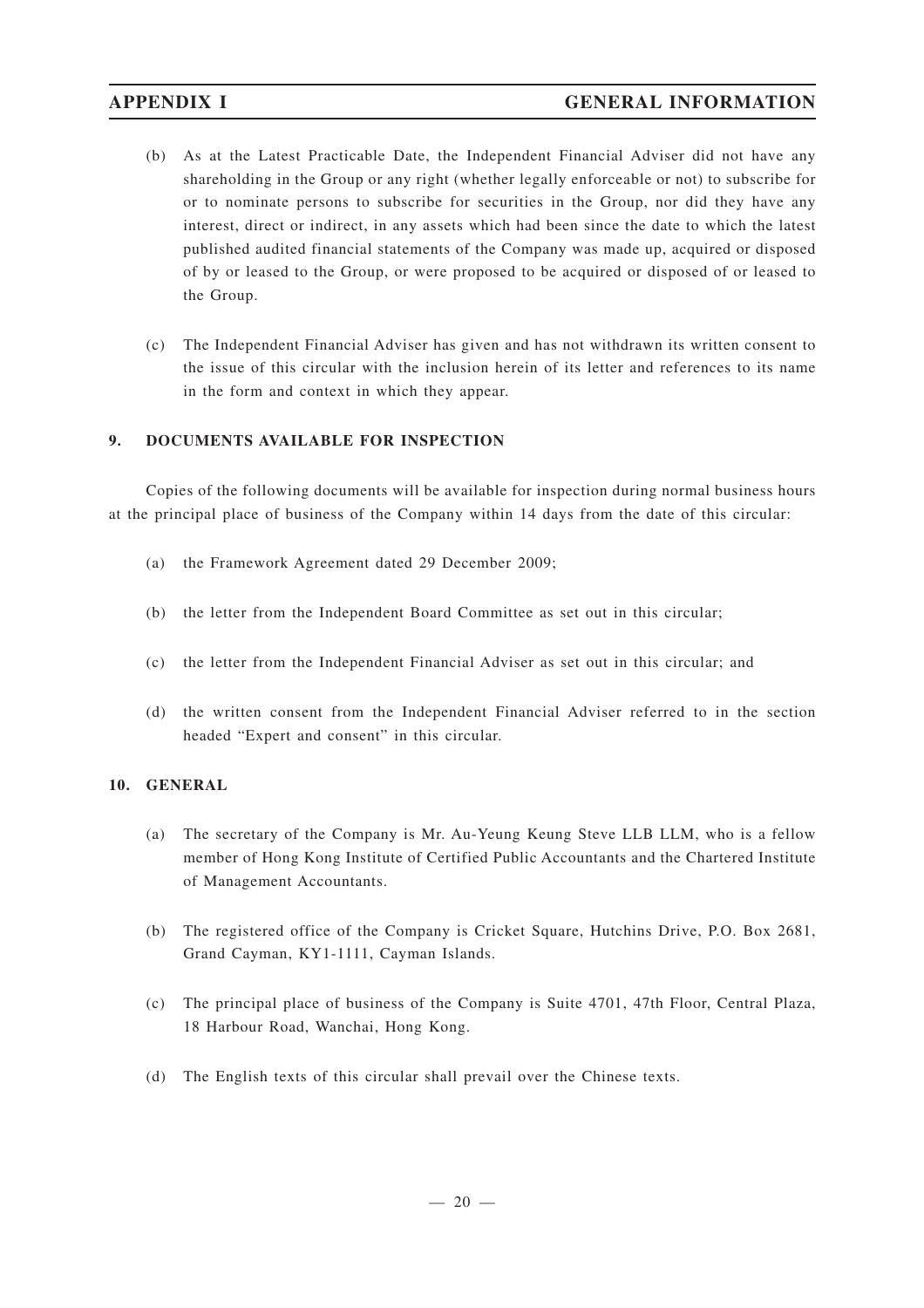(b) As at the Latest Practicable Date, the Independent Financial Adviser did not have any shareholding in the Group or any right (whether legally enforceable or not) to subscribe for or to nominate persons to subscribe for securities in the Group, nor did they have any interest, direct or indirect, in any assets which had been since the date to which the latest published audited financial statements of the Company was made up, acquired or disposed of by or leased to the Group, or were proposed to be acquired or disposed of or leased to the Group.

(c) The Independent Financial Adviser has given and has not withdrawn its written consent to the issue of this circular with the inclusion herein of its letter and references to its name in the form and context in which they appear.

## 9. DOCUMENTS AVAILABLE FOR INSPECTION

Copies of the following documents will be available for inspection during normal business hours at the principal place of business of the Company within 14 days from the date of this circular:

(a) the Framework Agreement dated 29 December 2009;

(b) the letter from the Independent Board Committee as set out in this circular;

(c) the letter from the Independent Financial Adviser as set out in this circular; and

(d) the written consent from the Independent Financial Adviser referred to in the section headed "Expert and consent" in this circular.

## 10. GENERAL

(a) The secretary of the Company is Mr. Au-Yeung Keung Steve LLB LLM, who is a fellow member of Hong Kong Institute of Certified Public Accountants and the Chartered Institute of Management Accountants.

(b) The registered office of the Company is Cricket Square, Hutchins Drive, P.O. Box 2681, Grand Cayman, KY1-1111, Cayman Islands.

(c) The principal place of business of the Company is Suite 4701, 47th Floor, Central Plaza, 18 Harbour Road, Wanchai, Hong Kong.

(d) The English texts of this circular shall prevail over the Chinese texts.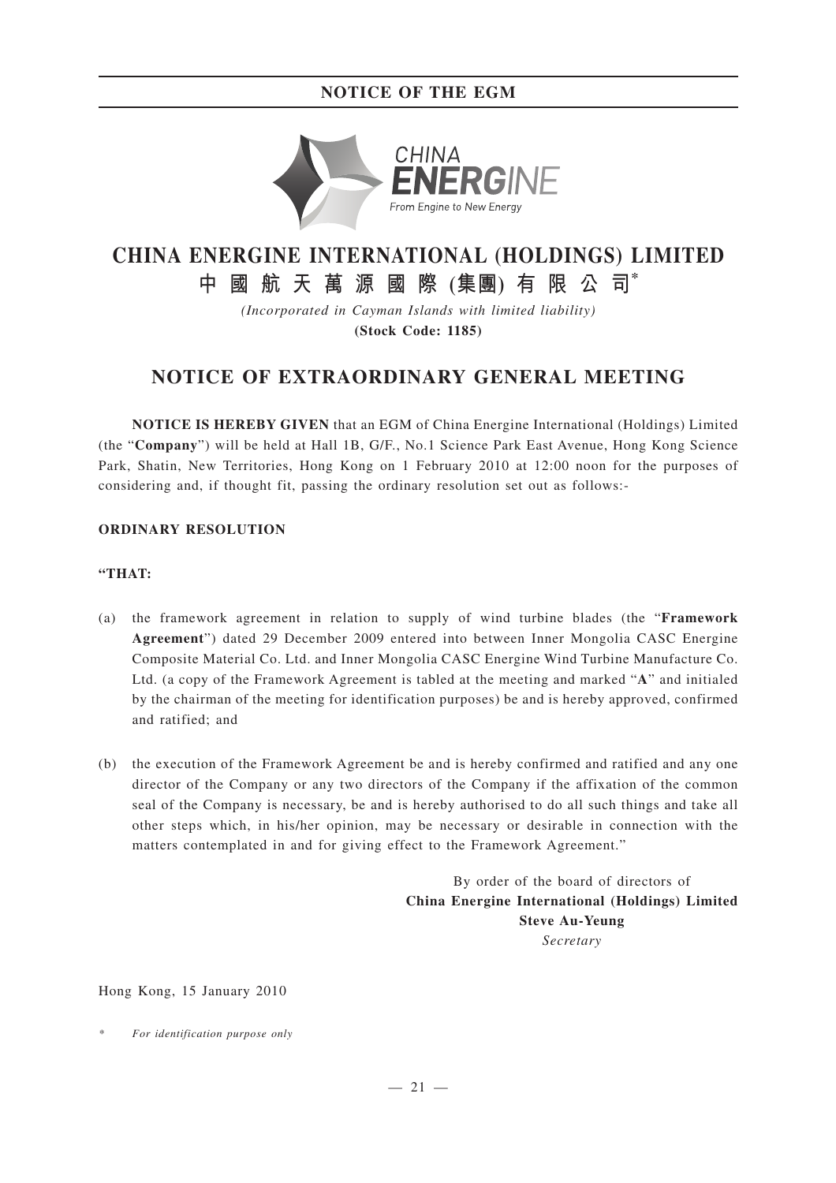# CHINA ENERGINE INTERNATIONAL (HOLDINGS) LIMITED

# 中國航天萬源國際(集團)有限公司*

*(Incorporated in Cayman Islands with limited liability)*

**(Stock Code: 1185)**

## NOTICE OF EXTRAORDINARY GENERAL MEETING

**NOTICE IS HEREBY GIVEN** that an EGM of China Energine International (Holdings) Limited (the "**Company**") will be held at Hall 1B, G/F., No.1 Science Park East Avenue, Hong Kong Science Park, Shatin, New Territories, Hong Kong on 1 February 2010 at 12:00 noon for the purposes of considering and, if thought fit, passing the ordinary resolution set out as follows:-

**ORDINARY RESOLUTION**

**"THAT:**

(a) the framework agreement in relation to supply of wind turbine blades (the "**Framework Agreement**") dated 29 December 2009 entered into between Inner Mongolia CASC Energine Composite Material Co. Ltd. and Inner Mongolia CASC Energine Wind Turbine Manufacture Co. Ltd. (a copy of the Framework Agreement is tabled at the meeting and marked "**A**" and initialed by the chairman of the meeting for identification purposes) be and is hereby approved, confirmed and ratified; and

(b) the execution of the Framework Agreement be and is hereby confirmed and ratified and any one director of the Company or any two directors of the Company if the affixation of the common seal of the Company is necessary, be and is hereby authorised to do all such things and take all other steps which, in his/her opinion, may be necessary or desirable in connection with the matters contemplated in and for giving effect to the Framework Agreement."

By order of the board of directors of
**China Energine International (Holdings) Limited**
**Steve Au-Yeung**
*Secretary*

Hong Kong, 15 January 2010

\* *For identification purpose only*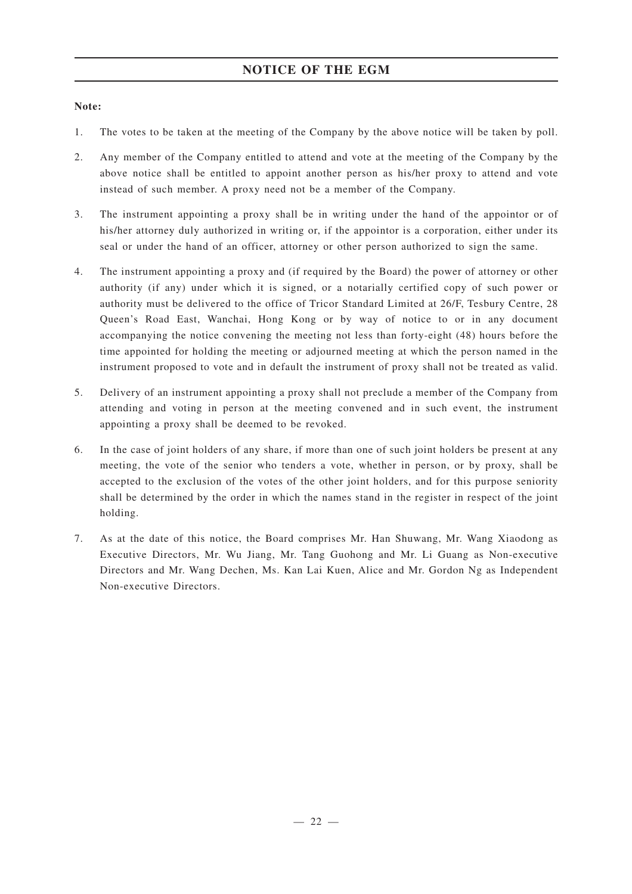## NOTICE OF THE EGM

**Note:**

1. The votes to be taken at the meeting of the Company by the above notice will be taken by poll.

2. Any member of the Company entitled to attend and vote at the meeting of the Company by the above notice shall be entitled to appoint another person as his/her proxy to attend and vote instead of such member. A proxy need not be a member of the Company.

3. The instrument appointing a proxy shall be in writing under the hand of the appointor or of his/her attorney duly authorized in writing or, if the appointor is a corporation, either under its seal or under the hand of an officer, attorney or other person authorized to sign the same.

4. The instrument appointing a proxy and (if required by the Board) the power of attorney or other authority (if any) under which it is signed, or a notarially certified copy of such power or authority must be delivered to the office of Tricor Standard Limited at 26/F, Tesbury Centre, 28 Queen's Road East, Wanchai, Hong Kong or by way of notice to or in any document accompanying the notice convening the meeting not less than forty-eight (48) hours before the time appointed for holding the meeting or adjourned meeting at which the person named in the instrument proposed to vote and in default the instrument of proxy shall not be treated as valid.

5. Delivery of an instrument appointing a proxy shall not preclude a member of the Company from attending and voting in person at the meeting convened and in such event, the instrument appointing a proxy shall be deemed to be revoked.

6. In the case of joint holders of any share, if more than one of such joint holders be present at any meeting, the vote of the senior who tenders a vote, whether in person, or by proxy, shall be accepted to the exclusion of the votes of the other joint holders, and for this purpose seniority shall be determined by the order in which the names stand in the register in respect of the joint holding.

7. As at the date of this notice, the Board comprises Mr. Han Shuwang, Mr. Wang Xiaodong as Executive Directors, Mr. Wu Jiang, Mr. Tang Guohong and Mr. Li Guang as Non-executive Directors and Mr. Wang Dechen, Ms. Kan Lai Kuen, Alice and Mr. Gordon Ng as Independent Non-executive Directors.